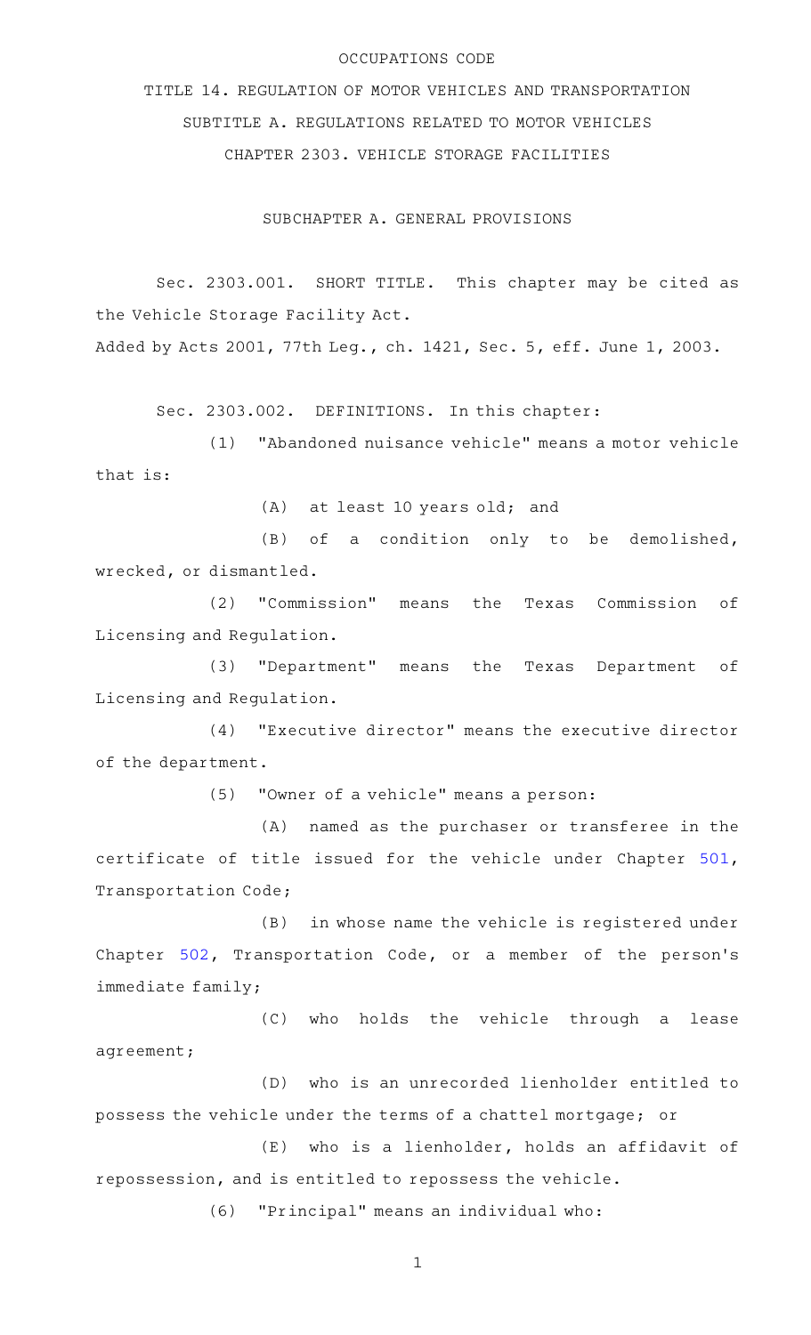OCCUPATIONS CODE

TITLE 14. REGULATION OF MOTOR VEHICLES AND TRANSPORTATION

SUBTITLE A. REGULATIONS RELATED TO MOTOR VEHICLES

CHAPTER 2303. VEHICLE STORAGE FACILITIES

SUBCHAPTER A. GENERAL PROVISIONS

Sec. 2303.001. SHORT TITLE. This chapter may be cited as the Vehicle Storage Facility Act.

Added by Acts 2001, 77th Leg., ch. 1421, Sec. 5, eff. June 1, 2003.

Sec. 2303.002. DEFINITIONS. In this chapter:

(1) "Abandoned nuisance vehicle" means a motor vehicle that is:

(A) at least 10 years old; and

(B) of a condition only to be demolished, wrecked, or dismantled.

(2) "Commission" means the Texas Commission of Licensing and Regulation.

(3) "Department" means the Texas Department of Licensing and Regulation.

(4) "Executive director" means the executive director of the department.

(5) "Owner of a vehicle" means a person:

(A) named as the purchaser or transferee in the certificate of title issued for the vehicle under Chapter 501, Transportation Code;

(B) in whose name the vehicle is registered under Chapter 502, Transportation Code, or a member of the person's immediate family;

(C) who holds the vehicle through a lease agreement;

(D) who is an unrecorded lienholder entitled to possess the vehicle under the terms of a chattel mortgage; or

(E) who is a lienholder, holds an affidavit of repossession, and is entitled to repossess the vehicle.

(6) "Principal" means an individual who: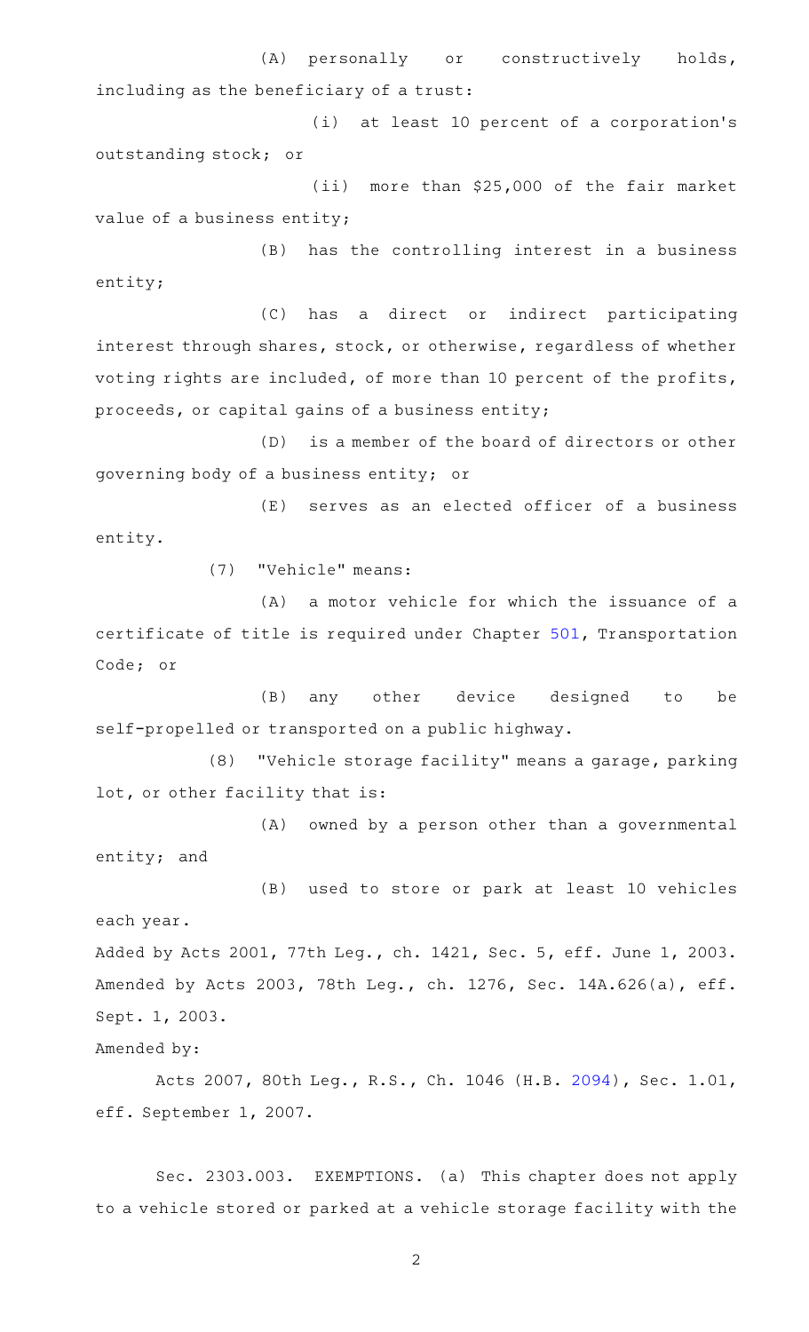(A) personally or constructively holds, including as the beneficiary of a trust:

(i) at least 10 percent of a corporation's outstanding stock; or

(ii) more than $25,000 of the fair market value of a business entity;

(B) has the controlling interest in a business entity;

(C) has a direct or indirect participating interest through shares, stock, or otherwise, regardless of whether voting rights are included, of more than 10 percent of the profits, proceeds, or capital gains of a business entity;

(D) is a member of the board of directors or other governing body of a business entity; or

(E) serves as an elected officer of a business entity.

(7) "Vehicle" means:

(A) a motor vehicle for which the issuance of a certificate of title is required under Chapter 501, Transportation Code; or

(B) any other device designed to be self-propelled or transported on a public highway.

(8) "Vehicle storage facility" means a garage, parking lot, or other facility that is:

(A) owned by a person other than a governmental entity; and

(B) used to store or park at least 10 vehicles each year.

Added by Acts 2001, 77th Leg., ch. 1421, Sec. 5, eff. June 1, 2003. Amended by Acts 2003, 78th Leg., ch. 1276, Sec. 14A.626(a), eff. Sept. 1, 2003.

Amended by:

Acts 2007, 80th Leg., R.S., Ch. 1046 (H.B. 2094), Sec. 1.01, eff. September 1, 2007.

Sec. 2303.003. EXEMPTIONS. (a) This chapter does not apply to a vehicle stored or parked at a vehicle storage facility with the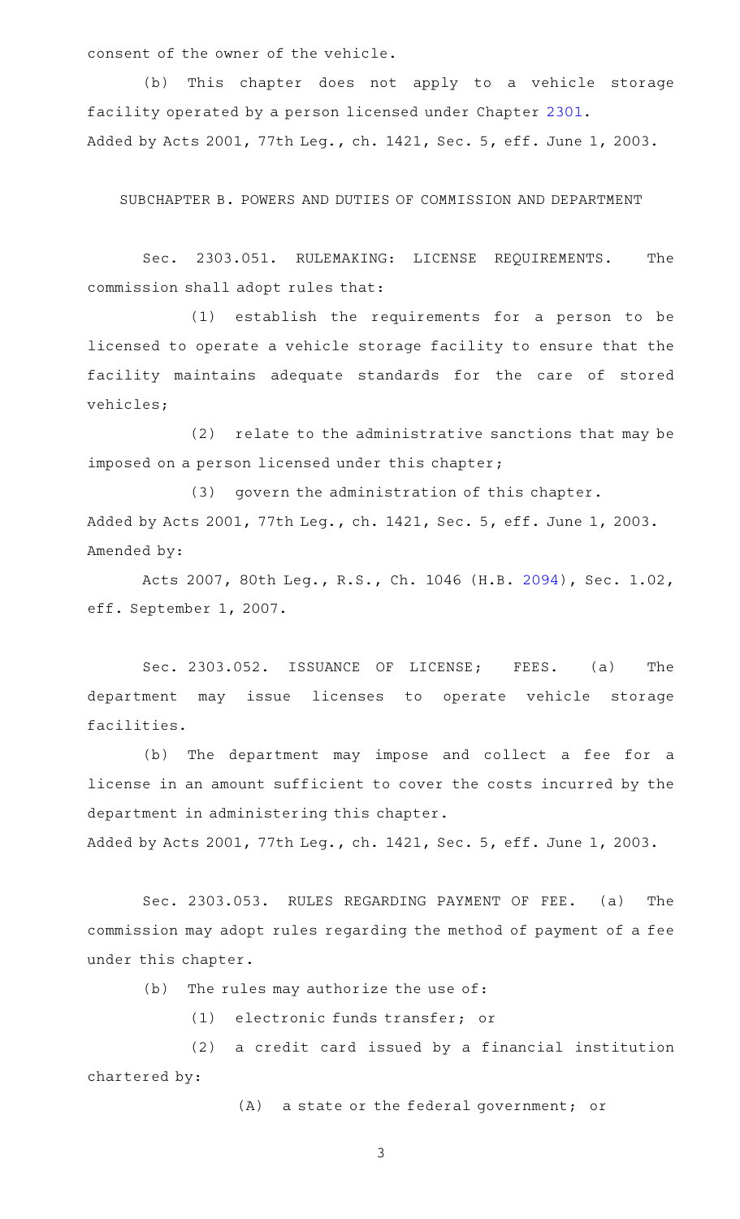consent of the owner of the vehicle.

(b) This chapter does not apply to a vehicle storage facility operated by a person licensed under Chapter 2301.
Added by Acts 2001, 77th Leg., ch. 1421, Sec. 5, eff. June 1, 2003.

SUBCHAPTER B. POWERS AND DUTIES OF COMMISSION AND DEPARTMENT

Sec. 2303.051. RULEMAKING: LICENSE REQUIREMENTS. The commission shall adopt rules that:

(1) establish the requirements for a person to be licensed to operate a vehicle storage facility to ensure that the facility maintains adequate standards for the care of stored vehicles;

(2) relate to the administrative sanctions that may be imposed on a person licensed under this chapter;

(3) govern the administration of this chapter.
Added by Acts 2001, 77th Leg., ch. 1421, Sec. 5, eff. June 1, 2003.
Amended by:

Acts 2007, 80th Leg., R.S., Ch. 1046 (H.B. 2094), Sec. 1.02, eff. September 1, 2007.

Sec. 2303.052. ISSUANCE OF LICENSE; FEES. (a) The department may issue licenses to operate vehicle storage facilities.

(b) The department may impose and collect a fee for a license in an amount sufficient to cover the costs incurred by the department in administering this chapter.
Added by Acts 2001, 77th Leg., ch. 1421, Sec. 5, eff. June 1, 2003.

Sec. 2303.053. RULES REGARDING PAYMENT OF FEE. (a) The commission may adopt rules regarding the method of payment of a fee under this chapter.

(b) The rules may authorize the use of:

(1) electronic funds transfer; or

(2) a credit card issued by a financial institution chartered by:

(A) a state or the federal government; or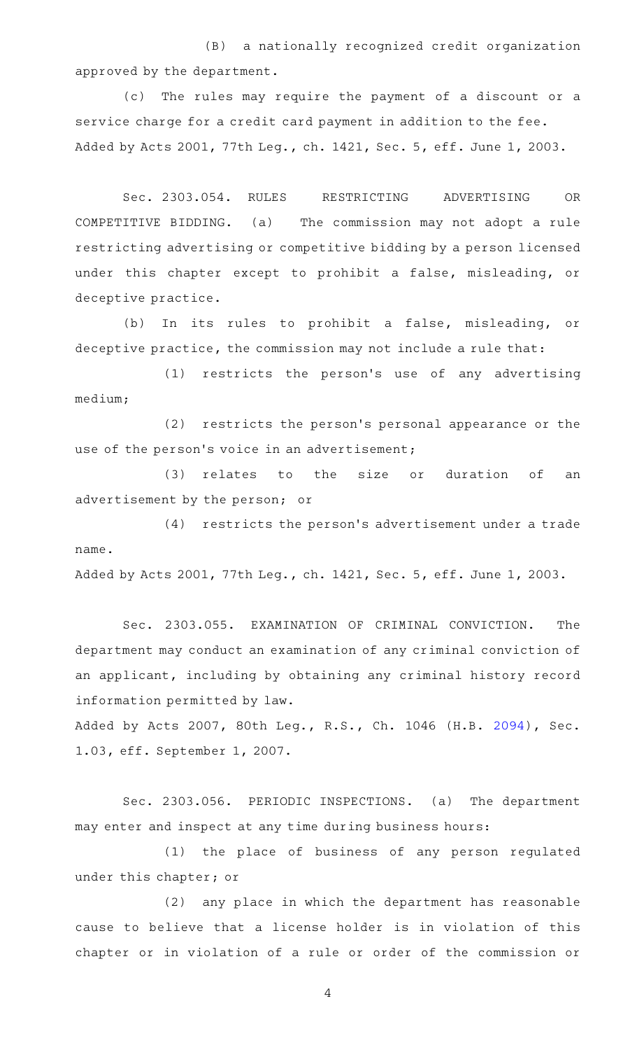(B) a nationally recognized credit organization approved by the department.

(c) The rules may require the payment of a discount or a service charge for a credit card payment in addition to the fee.

Added by Acts 2001, 77th Leg., ch. 1421, Sec. 5, eff. June 1, 2003.

Sec. 2303.054. RULES RESTRICTING ADVERTISING OR COMPETITIVE BIDDING. (a) The commission may not adopt a rule restricting advertising or competitive bidding by a person licensed under this chapter except to prohibit a false, misleading, or deceptive practice.

(b) In its rules to prohibit a false, misleading, or deceptive practice, the commission may not include a rule that:

(1) restricts the person's use of any advertising medium;

(2) restricts the person's personal appearance or the use of the person's voice in an advertisement;

(3) relates to the size or duration of an advertisement by the person; or

(4) restricts the person's advertisement under a trade name.

Added by Acts 2001, 77th Leg., ch. 1421, Sec. 5, eff. June 1, 2003.

Sec. 2303.055. EXAMINATION OF CRIMINAL CONVICTION. The department may conduct an examination of any criminal conviction of an applicant, including by obtaining any criminal history record information permitted by law.

Added by Acts 2007, 80th Leg., R.S., Ch. 1046 (H.B. 2094), Sec. 1.03, eff. September 1, 2007.

Sec. 2303.056. PERIODIC INSPECTIONS. (a) The department may enter and inspect at any time during business hours:

(1) the place of business of any person regulated under this chapter; or

(2) any place in which the department has reasonable cause to believe that a license holder is in violation of this chapter or in violation of a rule or order of the commission or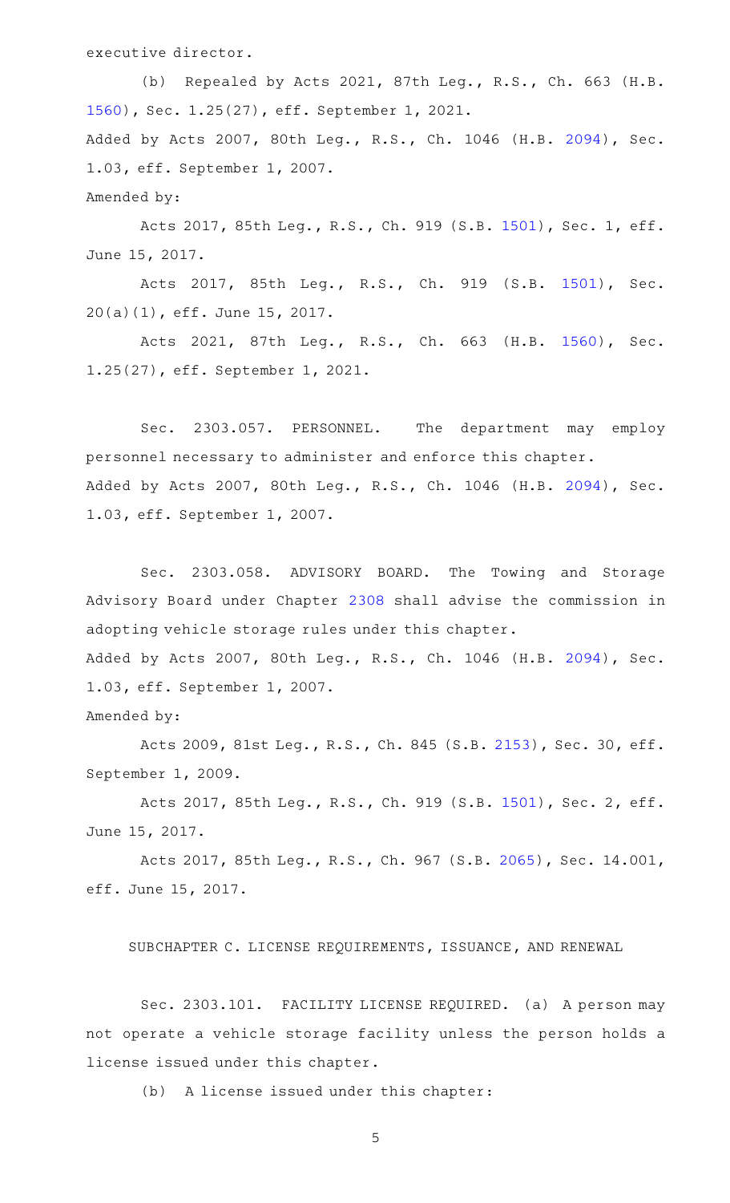executive director.

(b) Repealed by Acts 2021, 87th Leg., R.S., Ch. 663 (H.B. 1560), Sec. 1.25(27), eff. September 1, 2021.

Added by Acts 2007, 80th Leg., R.S., Ch. 1046 (H.B. 2094), Sec. 1.03, eff. September 1, 2007.

Amended by:

Acts 2017, 85th Leg., R.S., Ch. 919 (S.B. 1501), Sec. 1, eff. June 15, 2017.

Acts 2017, 85th Leg., R.S., Ch. 919 (S.B. 1501), Sec. 20(a)(1), eff. June 15, 2017.

Acts 2021, 87th Leg., R.S., Ch. 663 (H.B. 1560), Sec. 1.25(27), eff. September 1, 2021.

Sec. 2303.057. PERSONNEL. The department may employ personnel necessary to administer and enforce this chapter.

Added by Acts 2007, 80th Leg., R.S., Ch. 1046 (H.B. 2094), Sec. 1.03, eff. September 1, 2007.

Sec. 2303.058. ADVISORY BOARD. The Towing and Storage Advisory Board under Chapter 2308 shall advise the commission in adopting vehicle storage rules under this chapter.

Added by Acts 2007, 80th Leg., R.S., Ch. 1046 (H.B. 2094), Sec. 1.03, eff. September 1, 2007.

Amended by:

Acts 2009, 81st Leg., R.S., Ch. 845 (S.B. 2153), Sec. 30, eff. September 1, 2009.

Acts 2017, 85th Leg., R.S., Ch. 919 (S.B. 1501), Sec. 2, eff. June 15, 2017.

Acts 2017, 85th Leg., R.S., Ch. 967 (S.B. 2065), Sec. 14.001, eff. June 15, 2017.

SUBCHAPTER C. LICENSE REQUIREMENTS, ISSUANCE, AND RENEWAL

Sec. 2303.101. FACILITY LICENSE REQUIRED. (a) A person may not operate a vehicle storage facility unless the person holds a license issued under this chapter.

(b) A license issued under this chapter: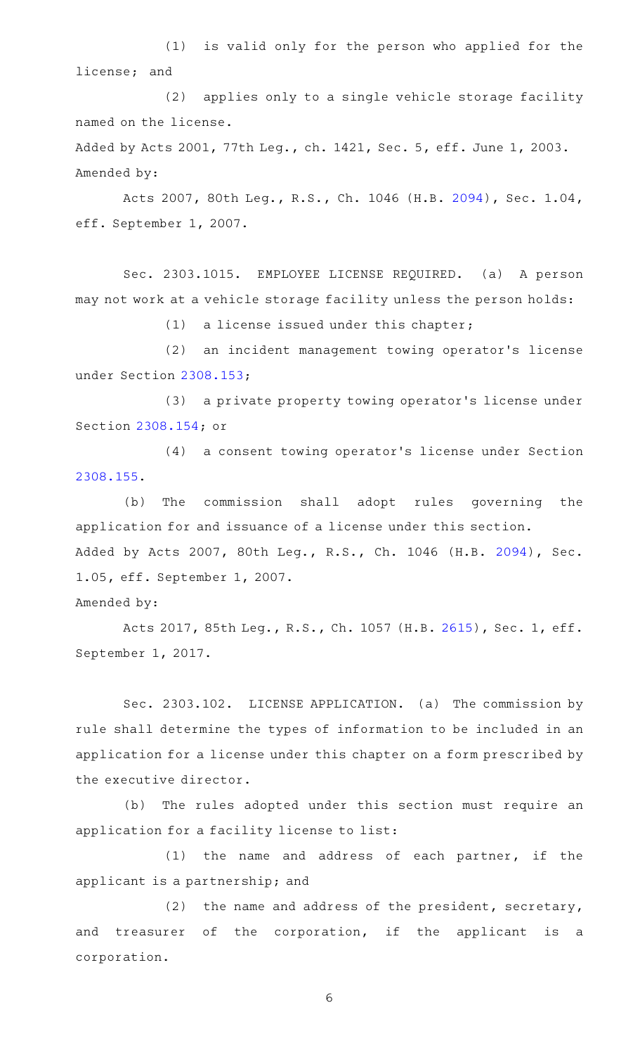(1) is valid only for the person who applied for the license; and

(2) applies only to a single vehicle storage facility named on the license.

Added by Acts 2001, 77th Leg., ch. 1421, Sec. 5, eff. June 1, 2003.
Amended by:

Acts 2007, 80th Leg., R.S., Ch. 1046 (H.B. 2094), Sec. 1.04, eff. September 1, 2007.

Sec. 2303.1015. EMPLOYEE LICENSE REQUIRED. (a) A person may not work at a vehicle storage facility unless the person holds:

(1) a license issued under this chapter;

(2) an incident management towing operator's license under Section 2308.153;

(3) a private property towing operator's license under Section 2308.154; or

(4) a consent towing operator's license under Section 2308.155.

(b) The commission shall adopt rules governing the application for and issuance of a license under this section.

Added by Acts 2007, 80th Leg., R.S., Ch. 1046 (H.B. 2094), Sec. 1.05, eff. September 1, 2007.
Amended by:

Acts 2017, 85th Leg., R.S., Ch. 1057 (H.B. 2615), Sec. 1, eff. September 1, 2017.

Sec. 2303.102. LICENSE APPLICATION. (a) The commission by rule shall determine the types of information to be included in an application for a license under this chapter on a form prescribed by the executive director.

(b) The rules adopted under this section must require an application for a facility license to list:

(1) the name and address of each partner, if the applicant is a partnership; and

(2) the name and address of the president, secretary, and treasurer of the corporation, if the applicant is a corporation.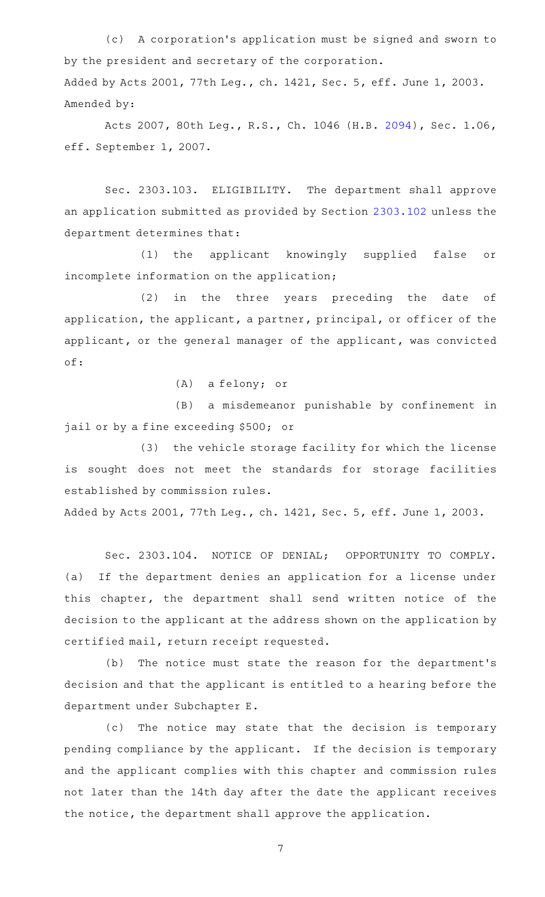(c) A corporation's application must be signed and sworn to by the president and secretary of the corporation.

Added by Acts 2001, 77th Leg., ch. 1421, Sec. 5, eff. June 1, 2003.

Amended by:

Acts 2007, 80th Leg., R.S., Ch. 1046 (H.B. 2094), Sec. 1.06, eff. September 1, 2007.

Sec. 2303.103. ELIGIBILITY. The department shall approve an application submitted as provided by Section 2303.102 unless the department determines that:

(1) the applicant knowingly supplied false or incomplete information on the application;

(2) in the three years preceding the date of application, the applicant, a partner, principal, or officer of the applicant, or the general manager of the applicant, was convicted of:

(A) a felony; or

(B) a misdemeanor punishable by confinement in jail or by a fine exceeding $500; or

(3) the vehicle storage facility for which the license is sought does not meet the standards for storage facilities established by commission rules.

Added by Acts 2001, 77th Leg., ch. 1421, Sec. 5, eff. June 1, 2003.

Sec. 2303.104. NOTICE OF DENIAL; OPPORTUNITY TO COMPLY. (a) If the department denies an application for a license under this chapter, the department shall send written notice of the decision to the applicant at the address shown on the application by certified mail, return receipt requested.

(b) The notice must state the reason for the department's decision and that the applicant is entitled to a hearing before the department under Subchapter E.

(c) The notice may state that the decision is temporary pending compliance by the applicant. If the decision is temporary and the applicant complies with this chapter and commission rules not later than the 14th day after the date the applicant receives the notice, the department shall approve the application.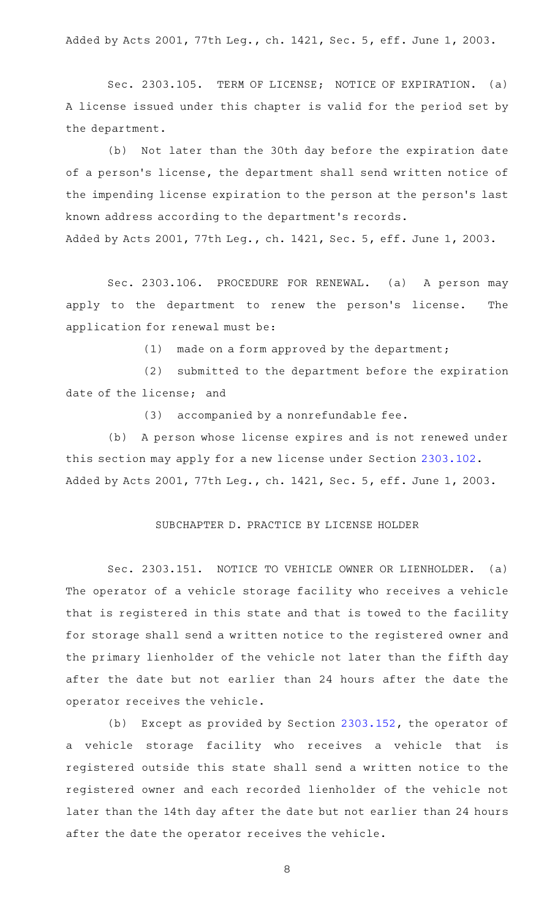Added by Acts 2001, 77th Leg., ch. 1421, Sec. 5, eff. June 1, 2003.

Sec. 2303.105. TERM OF LICENSE; NOTICE OF EXPIRATION. (a) A license issued under this chapter is valid for the period set by the department.

(b) Not later than the 30th day before the expiration date of a person's license, the department shall send written notice of the impending license expiration to the person at the person's last known address according to the department's records.

Added by Acts 2001, 77th Leg., ch. 1421, Sec. 5, eff. June 1, 2003.

Sec. 2303.106. PROCEDURE FOR RENEWAL. (a) A person may apply to the department to renew the person's license. The application for renewal must be:

(1) made on a form approved by the department;

(2) submitted to the department before the expiration date of the license; and

(3) accompanied by a nonrefundable fee.

(b) A person whose license expires and is not renewed under this section may apply for a new license under Section 2303.102.

Added by Acts 2001, 77th Leg., ch. 1421, Sec. 5, eff. June 1, 2003.

## SUBCHAPTER D. PRACTICE BY LICENSE HOLDER

Sec. 2303.151. NOTICE TO VEHICLE OWNER OR LIENHOLDER. (a) The operator of a vehicle storage facility who receives a vehicle that is registered in this state and that is towed to the facility for storage shall send a written notice to the registered owner and the primary lienholder of the vehicle not later than the fifth day after the date but not earlier than 24 hours after the date the operator receives the vehicle.

(b) Except as provided by Section 2303.152, the operator of a vehicle storage facility who receives a vehicle that is registered outside this state shall send a written notice to the registered owner and each recorded lienholder of the vehicle not later than the 14th day after the date but not earlier than 24 hours after the date the operator receives the vehicle.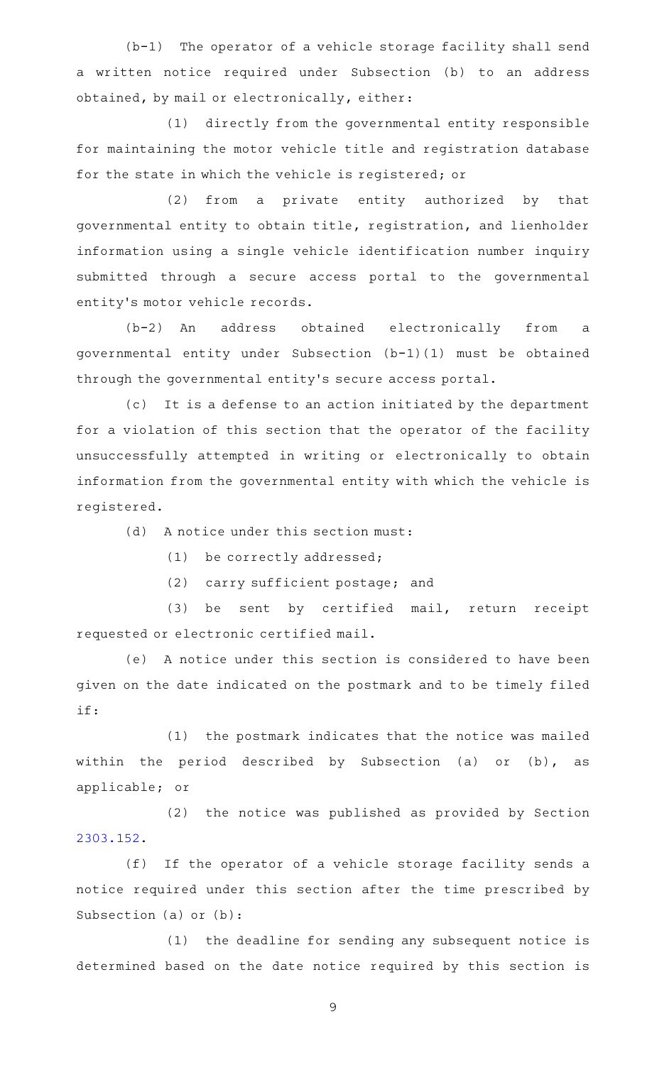(b-1) The operator of a vehicle storage facility shall send a written notice required under Subsection (b) to an address obtained, by mail or electronically, either:

(1) directly from the governmental entity responsible for maintaining the motor vehicle title and registration database for the state in which the vehicle is registered; or

(2) from a private entity authorized by that governmental entity to obtain title, registration, and lienholder information using a single vehicle identification number inquiry submitted through a secure access portal to the governmental entity's motor vehicle records.

(b-2) An address obtained electronically from a governmental entity under Subsection (b-1)(1) must be obtained through the governmental entity's secure access portal.

(c) It is a defense to an action initiated by the department for a violation of this section that the operator of the facility unsuccessfully attempted in writing or electronically to obtain information from the governmental entity with which the vehicle is registered.

(d) A notice under this section must:

(1) be correctly addressed;

(2) carry sufficient postage; and

(3) be sent by certified mail, return receipt requested or electronic certified mail.

(e) A notice under this section is considered to have been given on the date indicated on the postmark and to be timely filed if:

(1) the postmark indicates that the notice was mailed within the period described by Subsection (a) or (b), as applicable; or

(2) the notice was published as provided by Section 2303.152.

(f) If the operator of a vehicle storage facility sends a notice required under this section after the time prescribed by Subsection (a) or (b):

(1) the deadline for sending any subsequent notice is determined based on the date notice required by this section is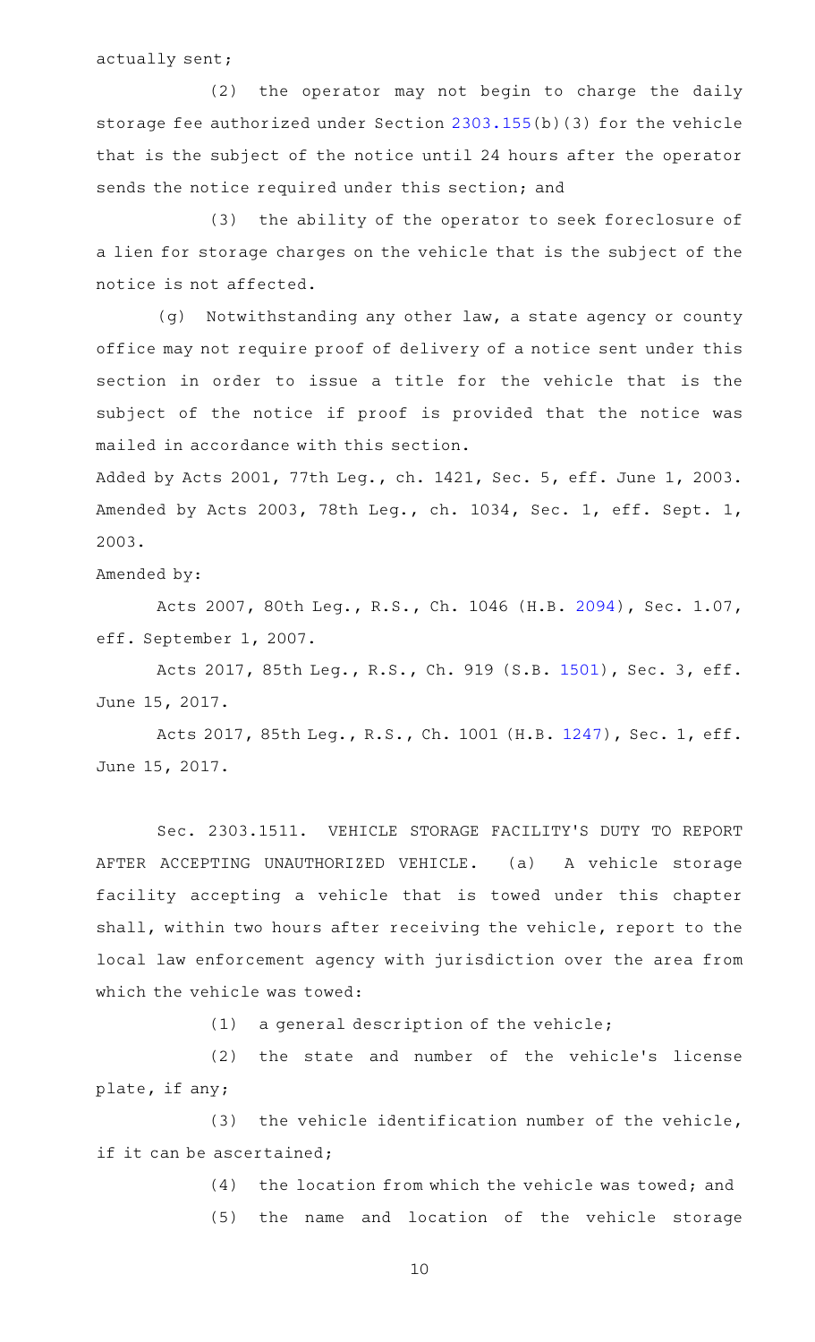actually sent;

(2) the operator may not begin to charge the daily storage fee authorized under Section 2303.155(b)(3) for the vehicle that is the subject of the notice until 24 hours after the operator sends the notice required under this section; and

(3) the ability of the operator to seek foreclosure of a lien for storage charges on the vehicle that is the subject of the notice is not affected.

(g) Notwithstanding any other law, a state agency or county office may not require proof of delivery of a notice sent under this section in order to issue a title for the vehicle that is the subject of the notice if proof is provided that the notice was mailed in accordance with this section.

Added by Acts 2001, 77th Leg., ch. 1421, Sec. 5, eff. June 1, 2003. Amended by Acts 2003, 78th Leg., ch. 1034, Sec. 1, eff. Sept. 1, 2003.

Amended by:

Acts 2007, 80th Leg., R.S., Ch. 1046 (H.B. 2094), Sec. 1.07, eff. September 1, 2007.

Acts 2017, 85th Leg., R.S., Ch. 919 (S.B. 1501), Sec. 3, eff. June 15, 2017.

Acts 2017, 85th Leg., R.S., Ch. 1001 (H.B. 1247), Sec. 1, eff. June 15, 2017.

Sec. 2303.1511. VEHICLE STORAGE FACILITY'S DUTY TO REPORT AFTER ACCEPTING UNAUTHORIZED VEHICLE. (a) A vehicle storage facility accepting a vehicle that is towed under this chapter shall, within two hours after receiving the vehicle, report to the local law enforcement agency with jurisdiction over the area from which the vehicle was towed:

(1) a general description of the vehicle;

(2) the state and number of the vehicle's license plate, if any;

(3) the vehicle identification number of the vehicle, if it can be ascertained;

(4) the location from which the vehicle was towed; and

(5) the name and location of the vehicle storage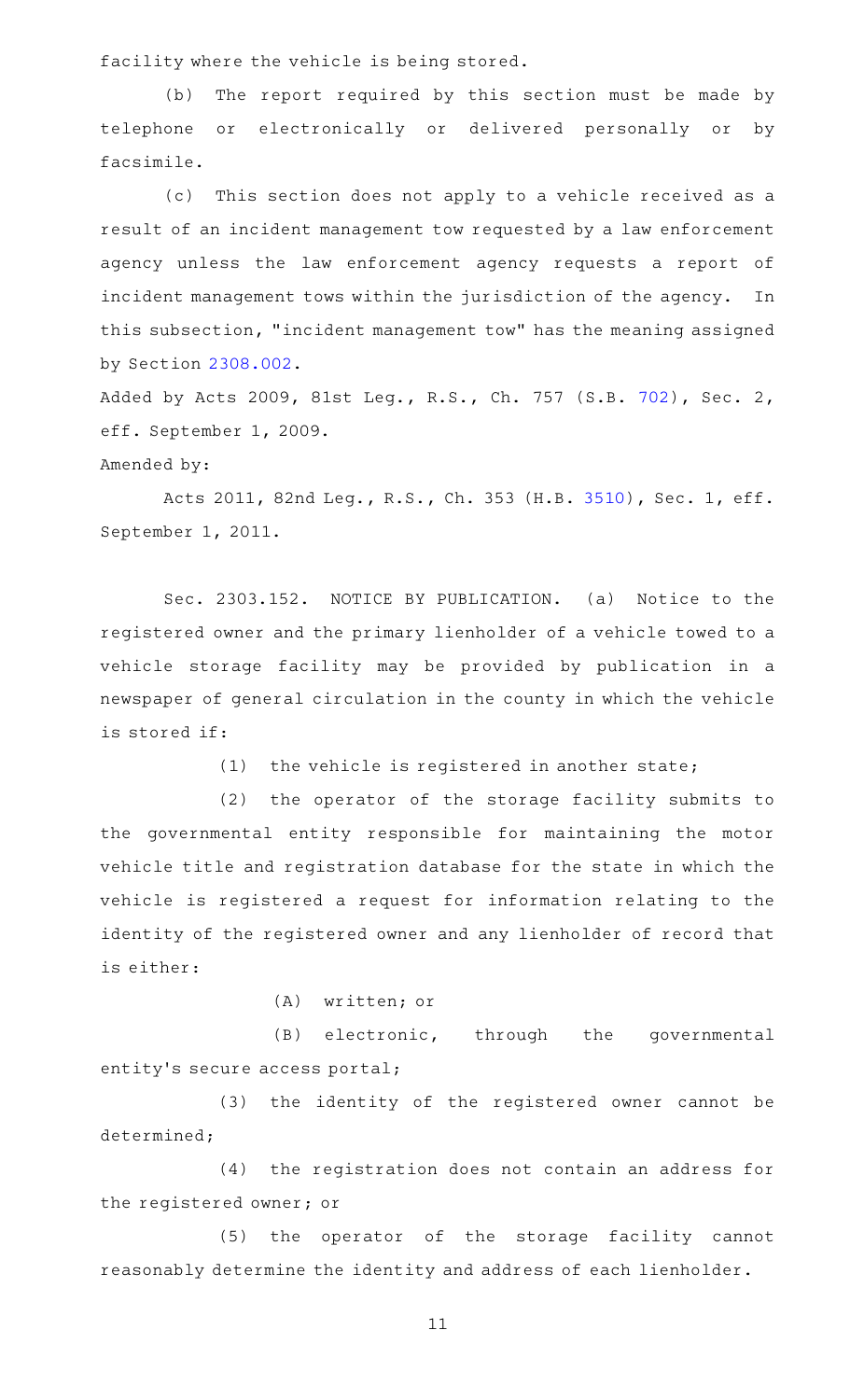facility where the vehicle is being stored.

(b) The report required by this section must be made by telephone or electronically or delivered personally or by facsimile.

(c) This section does not apply to a vehicle received as a result of an incident management tow requested by a law enforcement agency unless the law enforcement agency requests a report of incident management tows within the jurisdiction of the agency. In this subsection, "incident management tow" has the meaning assigned by Section 2308.002.

Added by Acts 2009, 81st Leg., R.S., Ch. 757 (S.B. 702), Sec. 2, eff. September 1, 2009.

Amended by:

Acts 2011, 82nd Leg., R.S., Ch. 353 (H.B. 3510), Sec. 1, eff. September 1, 2011.

Sec. 2303.152. NOTICE BY PUBLICATION. (a) Notice to the registered owner and the primary lienholder of a vehicle towed to a vehicle storage facility may be provided by publication in a newspaper of general circulation in the county in which the vehicle is stored if:

(1) the vehicle is registered in another state;

(2) the operator of the storage facility submits to the governmental entity responsible for maintaining the motor vehicle title and registration database for the state in which the vehicle is registered a request for information relating to the identity of the registered owner and any lienholder of record that is either:

(A) written; or

(B) electronic, through the governmental entity's secure access portal;

(3) the identity of the registered owner cannot be determined;

(4) the registration does not contain an address for the registered owner; or

(5) the operator of the storage facility cannot reasonably determine the identity and address of each lienholder.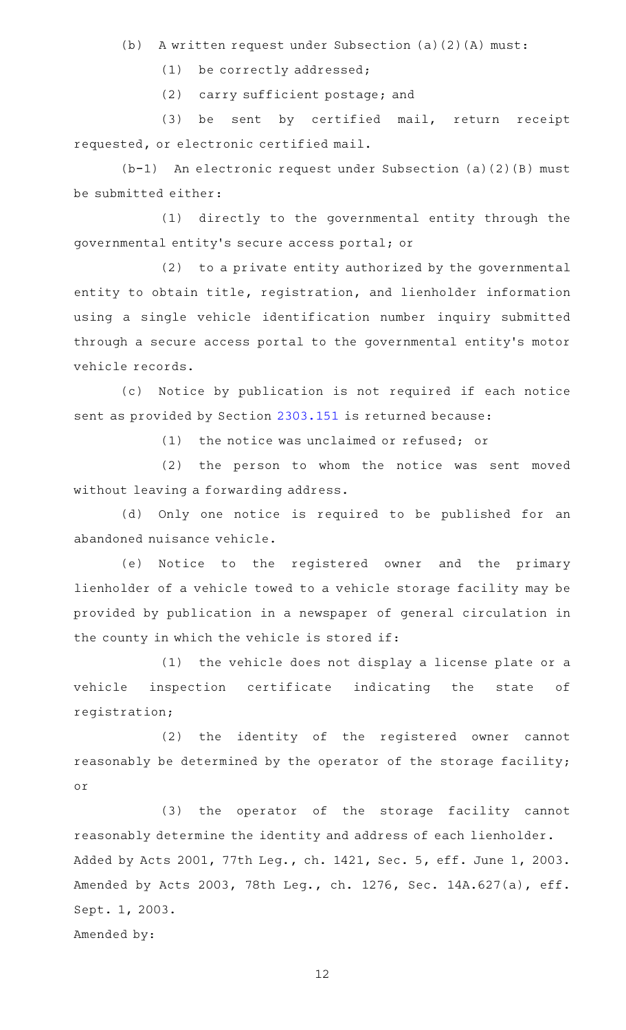(b) A written request under Subsection (a)(2)(A) must:

(1) be correctly addressed;

(2) carry sufficient postage; and

(3) be sent by certified mail, return receipt requested, or electronic certified mail.

(b-1) An electronic request under Subsection (a)(2)(B) must be submitted either:

(1) directly to the governmental entity through the governmental entity's secure access portal; or

(2) to a private entity authorized by the governmental entity to obtain title, registration, and lienholder information using a single vehicle identification number inquiry submitted through a secure access portal to the governmental entity's motor vehicle records.

(c) Notice by publication is not required if each notice sent as provided by Section 2303.151 is returned because:

(1) the notice was unclaimed or refused; or

(2) the person to whom the notice was sent moved without leaving a forwarding address.

(d) Only one notice is required to be published for an abandoned nuisance vehicle.

(e) Notice to the registered owner and the primary lienholder of a vehicle towed to a vehicle storage facility may be provided by publication in a newspaper of general circulation in the county in which the vehicle is stored if:

(1) the vehicle does not display a license plate or a vehicle inspection certificate indicating the state of registration;

(2) the identity of the registered owner cannot reasonably be determined by the operator of the storage facility; or

(3) the operator of the storage facility cannot reasonably determine the identity and address of each lienholder.

Added by Acts 2001, 77th Leg., ch. 1421, Sec. 5, eff. June 1, 2003. Amended by Acts 2003, 78th Leg., ch. 1276, Sec. 14A.627(a), eff. Sept. 1, 2003.

Amended by: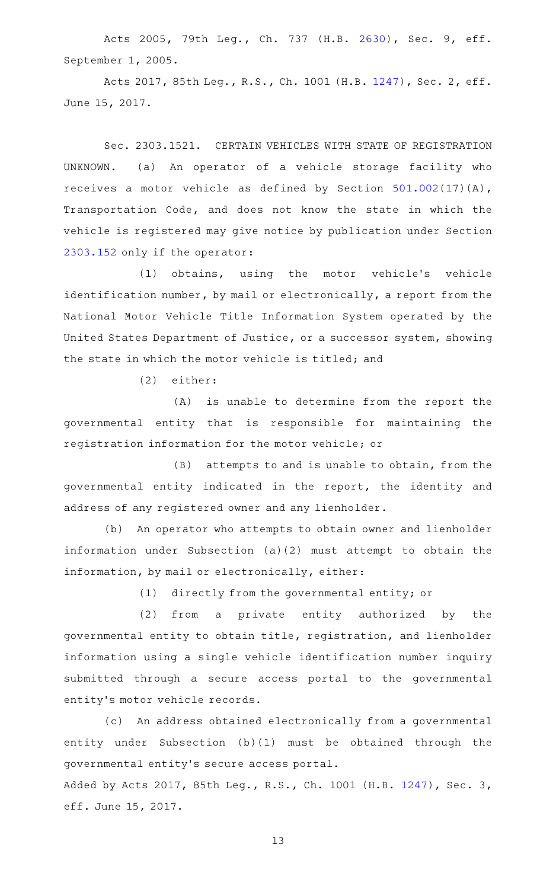Acts 2005, 79th Leg., Ch. 737 (H.B. 2630), Sec. 9, eff. September 1, 2005.

Acts 2017, 85th Leg., R.S., Ch. 1001 (H.B. 1247), Sec. 2, eff. June 15, 2017.

Sec. 2303.1521. CERTAIN VEHICLES WITH STATE OF REGISTRATION UNKNOWN. (a) An operator of a vehicle storage facility who receives a motor vehicle as defined by Section 501.002(17)(A), Transportation Code, and does not know the state in which the vehicle is registered may give notice by publication under Section 2303.152 only if the operator:

(1) obtains, using the motor vehicle's vehicle identification number, by mail or electronically, a report from the National Motor Vehicle Title Information System operated by the United States Department of Justice, or a successor system, showing the state in which the motor vehicle is titled; and

(2) either:

(A) is unable to determine from the report the governmental entity that is responsible for maintaining the registration information for the motor vehicle; or

(B) attempts to and is unable to obtain, from the governmental entity indicated in the report, the identity and address of any registered owner and any lienholder.

(b) An operator who attempts to obtain owner and lienholder information under Subsection (a)(2) must attempt to obtain the information, by mail or electronically, either:

(1) directly from the governmental entity; or

(2) from a private entity authorized by the governmental entity to obtain title, registration, and lienholder information using a single vehicle identification number inquiry submitted through a secure access portal to the governmental entity's motor vehicle records.

(c) An address obtained electronically from a governmental entity under Subsection (b)(1) must be obtained through the governmental entity's secure access portal.

Added by Acts 2017, 85th Leg., R.S., Ch. 1001 (H.B. 1247), Sec. 3, eff. June 15, 2017.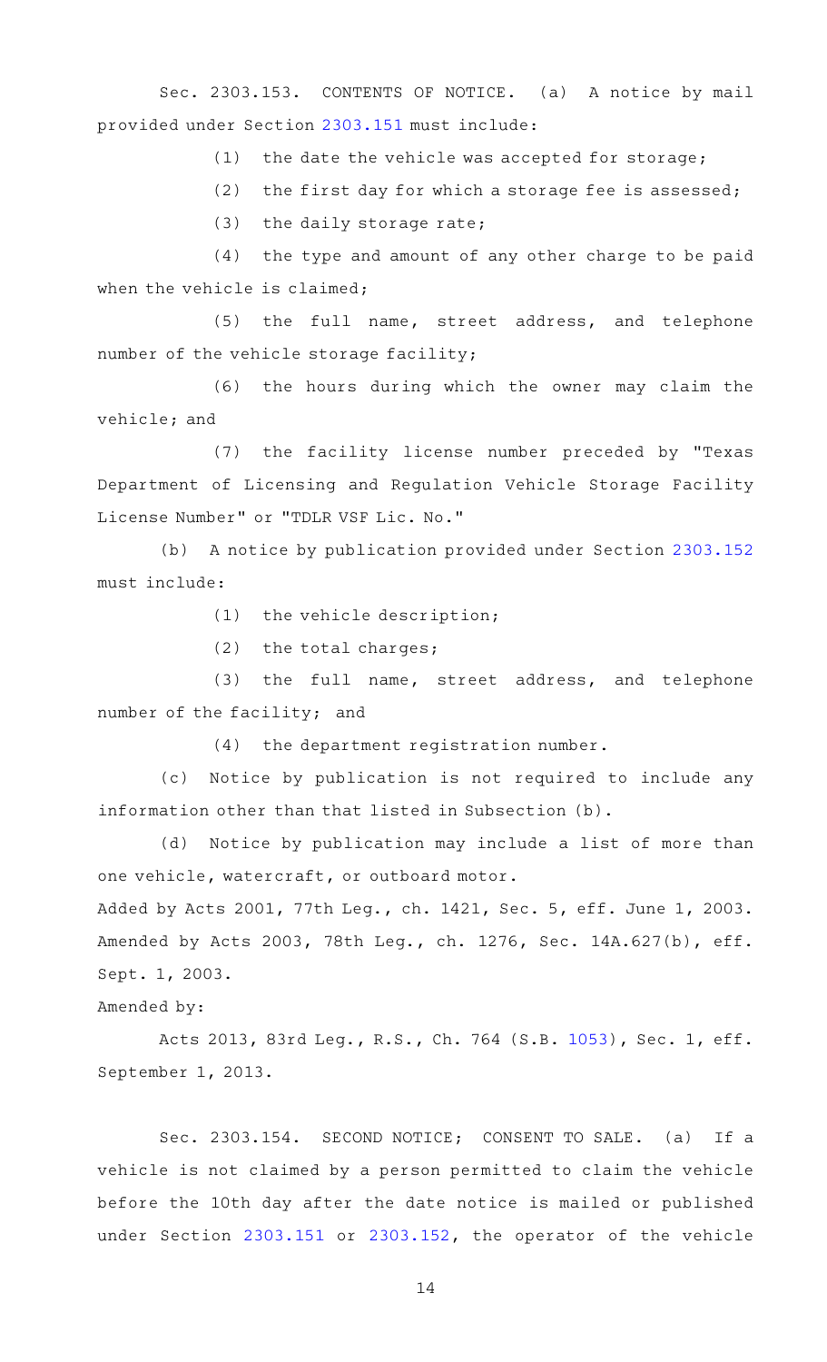Sec. 2303.153. CONTENTS OF NOTICE. (a) A notice by mail provided under Section 2303.151 must include:

(1) the date the vehicle was accepted for storage;

(2) the first day for which a storage fee is assessed;

(3) the daily storage rate;

(4) the type and amount of any other charge to be paid when the vehicle is claimed;

(5) the full name, street address, and telephone number of the vehicle storage facility;

(6) the hours during which the owner may claim the vehicle; and

(7) the facility license number preceded by "Texas Department of Licensing and Regulation Vehicle Storage Facility License Number" or "TDLR VSF Lic. No."

(b) A notice by publication provided under Section 2303.152 must include:

(1) the vehicle description;

(2) the total charges;

(3) the full name, street address, and telephone number of the facility; and

(4) the department registration number.

(c) Notice by publication is not required to include any information other than that listed in Subsection (b).

(d) Notice by publication may include a list of more than one vehicle, watercraft, or outboard motor.

Added by Acts 2001, 77th Leg., ch. 1421, Sec. 5, eff. June 1, 2003. Amended by Acts 2003, 78th Leg., ch. 1276, Sec. 14A.627(b), eff. Sept. 1, 2003.

Amended by:

Acts 2013, 83rd Leg., R.S., Ch. 764 (S.B. 1053), Sec. 1, eff. September 1, 2013.

Sec. 2303.154. SECOND NOTICE; CONSENT TO SALE. (a) If a vehicle is not claimed by a person permitted to claim the vehicle before the 10th day after the date notice is mailed or published under Section 2303.151 or 2303.152, the operator of the vehicle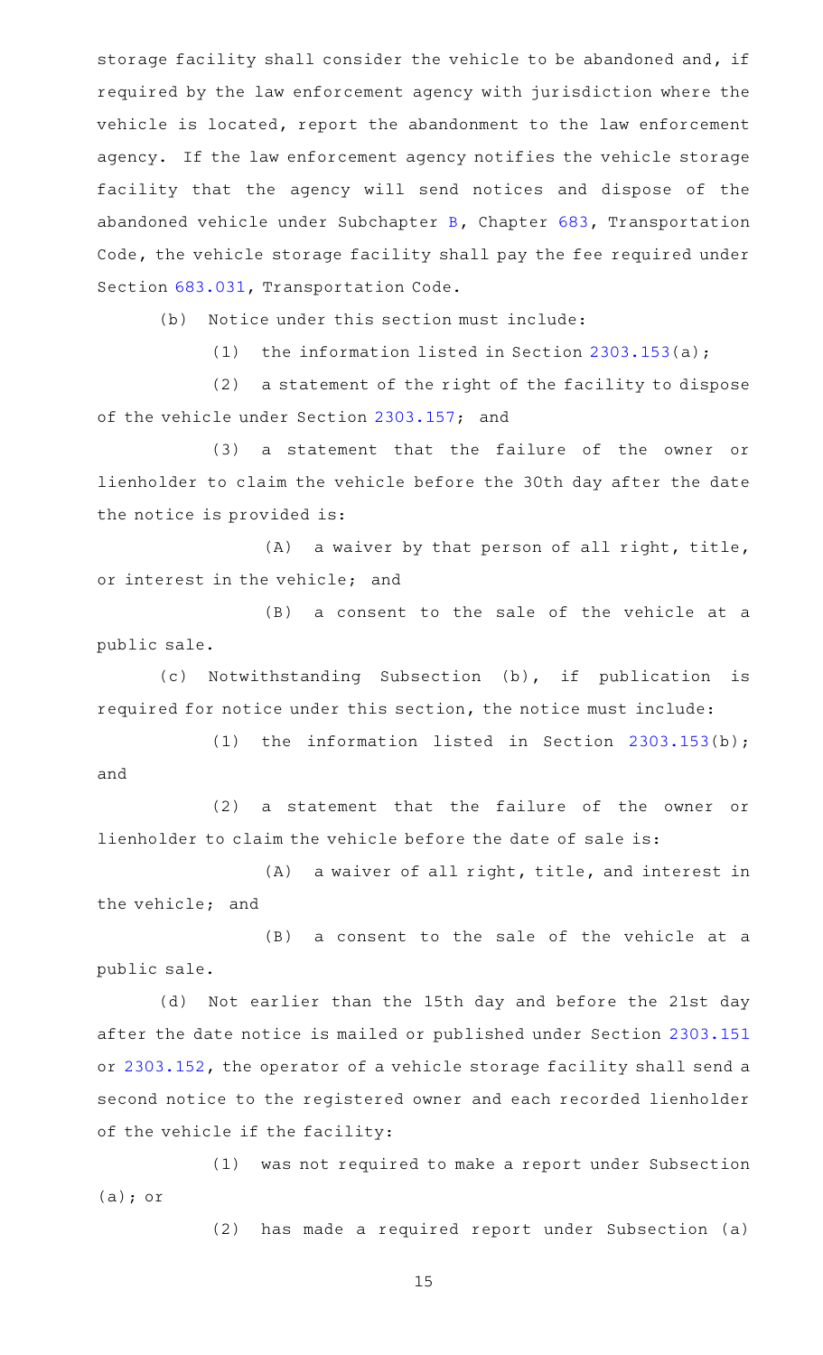storage facility shall consider the vehicle to be abandoned and, if required by the law enforcement agency with jurisdiction where the vehicle is located, report the abandonment to the law enforcement agency. If the law enforcement agency notifies the vehicle storage facility that the agency will send notices and dispose of the abandoned vehicle under Subchapter B, Chapter 683, Transportation Code, the vehicle storage facility shall pay the fee required under Section 683.031, Transportation Code.

(b) Notice under this section must include:

(1) the information listed in Section 2303.153(a);

(2) a statement of the right of the facility to dispose of the vehicle under Section 2303.157; and

(3) a statement that the failure of the owner or lienholder to claim the vehicle before the 30th day after the date the notice is provided is:

(A) a waiver by that person of all right, title, or interest in the vehicle; and

(B) a consent to the sale of the vehicle at a public sale.

(c) Notwithstanding Subsection (b), if publication is required for notice under this section, the notice must include:

(1) the information listed in Section 2303.153(b); and

(2) a statement that the failure of the owner or lienholder to claim the vehicle before the date of sale is:

(A) a waiver of all right, title, and interest in the vehicle; and

(B) a consent to the sale of the vehicle at a public sale.

(d) Not earlier than the 15th day and before the 21st day after the date notice is mailed or published under Section 2303.151 or 2303.152, the operator of a vehicle storage facility shall send a second notice to the registered owner and each recorded lienholder of the vehicle if the facility:

(1) was not required to make a report under Subsection (a); or

(2) has made a required report under Subsection (a)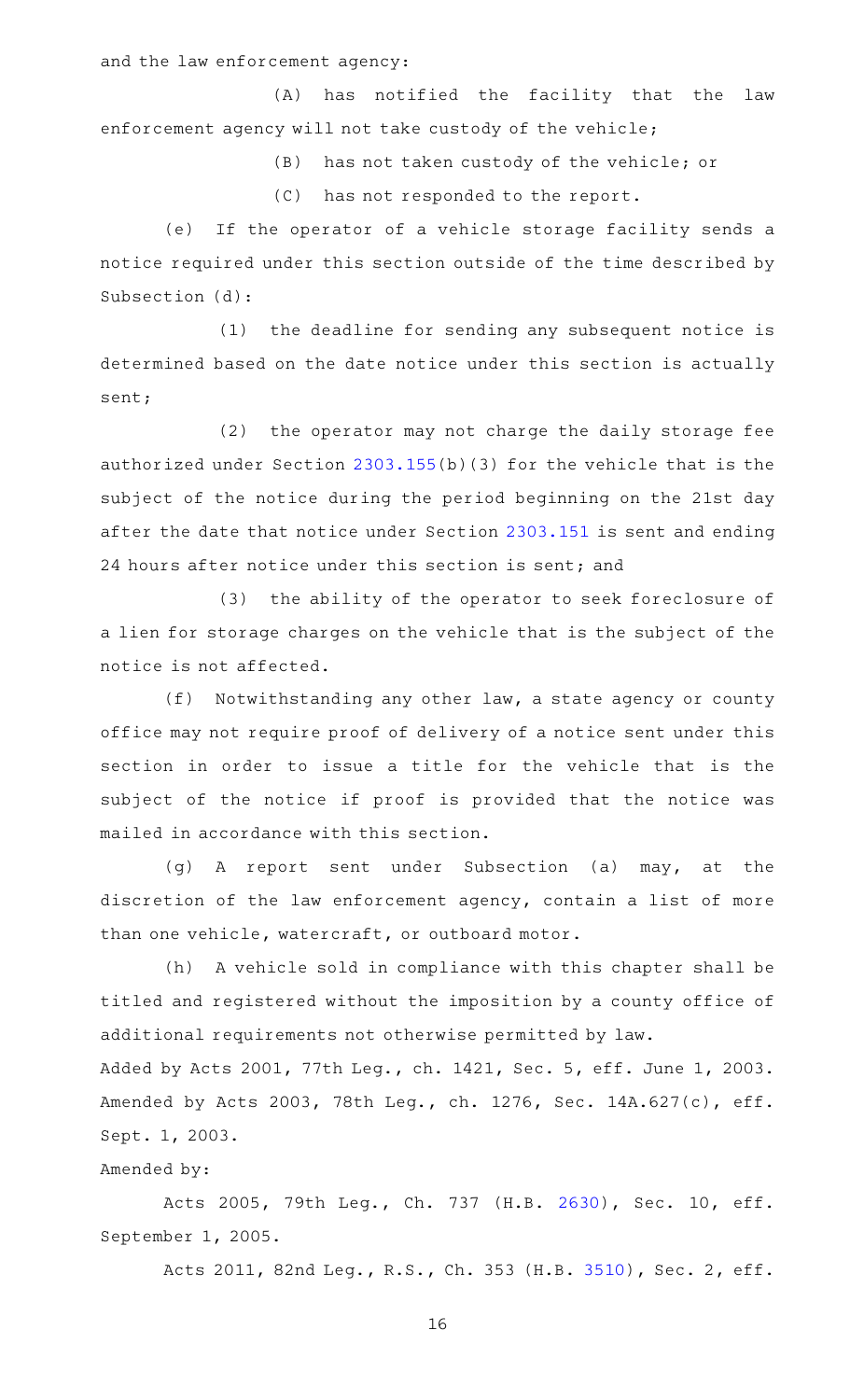and the law enforcement agency:

(A) has notified the facility that the law enforcement agency will not take custody of the vehicle;

(B) has not taken custody of the vehicle; or

(C) has not responded to the report.

(e) If the operator of a vehicle storage facility sends a notice required under this section outside of the time described by Subsection (d):

(1) the deadline for sending any subsequent notice is determined based on the date notice under this section is actually sent;

(2) the operator may not charge the daily storage fee authorized under Section 2303.155(b)(3) for the vehicle that is the subject of the notice during the period beginning on the 21st day after the date that notice under Section 2303.151 is sent and ending 24 hours after notice under this section is sent; and

(3) the ability of the operator to seek foreclosure of a lien for storage charges on the vehicle that is the subject of the notice is not affected.

(f) Notwithstanding any other law, a state agency or county office may not require proof of delivery of a notice sent under this section in order to issue a title for the vehicle that is the subject of the notice if proof is provided that the notice was mailed in accordance with this section.

(g) A report sent under Subsection (a) may, at the discretion of the law enforcement agency, contain a list of more than one vehicle, watercraft, or outboard motor.

(h) A vehicle sold in compliance with this chapter shall be titled and registered without the imposition by a county office of additional requirements not otherwise permitted by law.

Added by Acts 2001, 77th Leg., ch. 1421, Sec. 5, eff. June 1, 2003. Amended by Acts 2003, 78th Leg., ch. 1276, Sec. 14A.627(c), eff. Sept. 1, 2003.

Amended by:

Acts 2005, 79th Leg., Ch. 737 (H.B. 2630), Sec. 10, eff. September 1, 2005.

Acts 2011, 82nd Leg., R.S., Ch. 353 (H.B. 3510), Sec. 2, eff.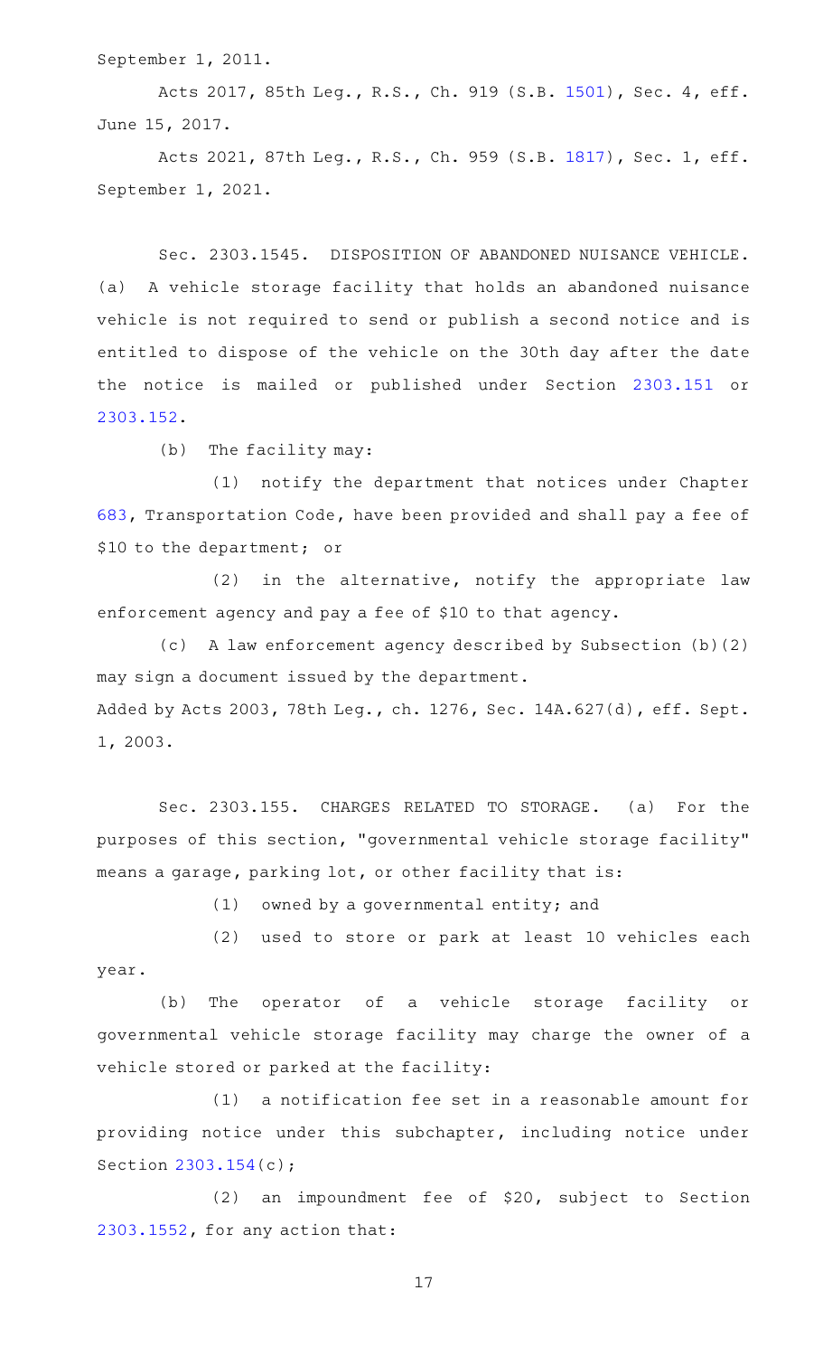September 1, 2011.

Acts 2017, 85th Leg., R.S., Ch. 919 (S.B. 1501), Sec. 4, eff. June 15, 2017.

Acts 2021, 87th Leg., R.S., Ch. 959 (S.B. 1817), Sec. 1, eff. September 1, 2021.

Sec. 2303.1545. DISPOSITION OF ABANDONED NUISANCE VEHICLE. (a) A vehicle storage facility that holds an abandoned nuisance vehicle is not required to send or publish a second notice and is entitled to dispose of the vehicle on the 30th day after the date the notice is mailed or published under Section 2303.151 or 2303.152.

(b) The facility may:

(1) notify the department that notices under Chapter 683, Transportation Code, have been provided and shall pay a fee of $10 to the department; or

(2) in the alternative, notify the appropriate law enforcement agency and pay a fee of $10 to that agency.

(c) A law enforcement agency described by Subsection (b)(2) may sign a document issued by the department.

Added by Acts 2003, 78th Leg., ch. 1276, Sec. 14A.627(d), eff. Sept. 1, 2003.

Sec. 2303.155. CHARGES RELATED TO STORAGE. (a) For the purposes of this section, "governmental vehicle storage facility" means a garage, parking lot, or other facility that is:

(1) owned by a governmental entity; and

(2) used to store or park at least 10 vehicles each year.

(b) The operator of a vehicle storage facility or governmental vehicle storage facility may charge the owner of a vehicle stored or parked at the facility:

(1) a notification fee set in a reasonable amount for providing notice under this subchapter, including notice under Section 2303.154(c);

(2) an impoundment fee of $20, subject to Section 2303.1552, for any action that: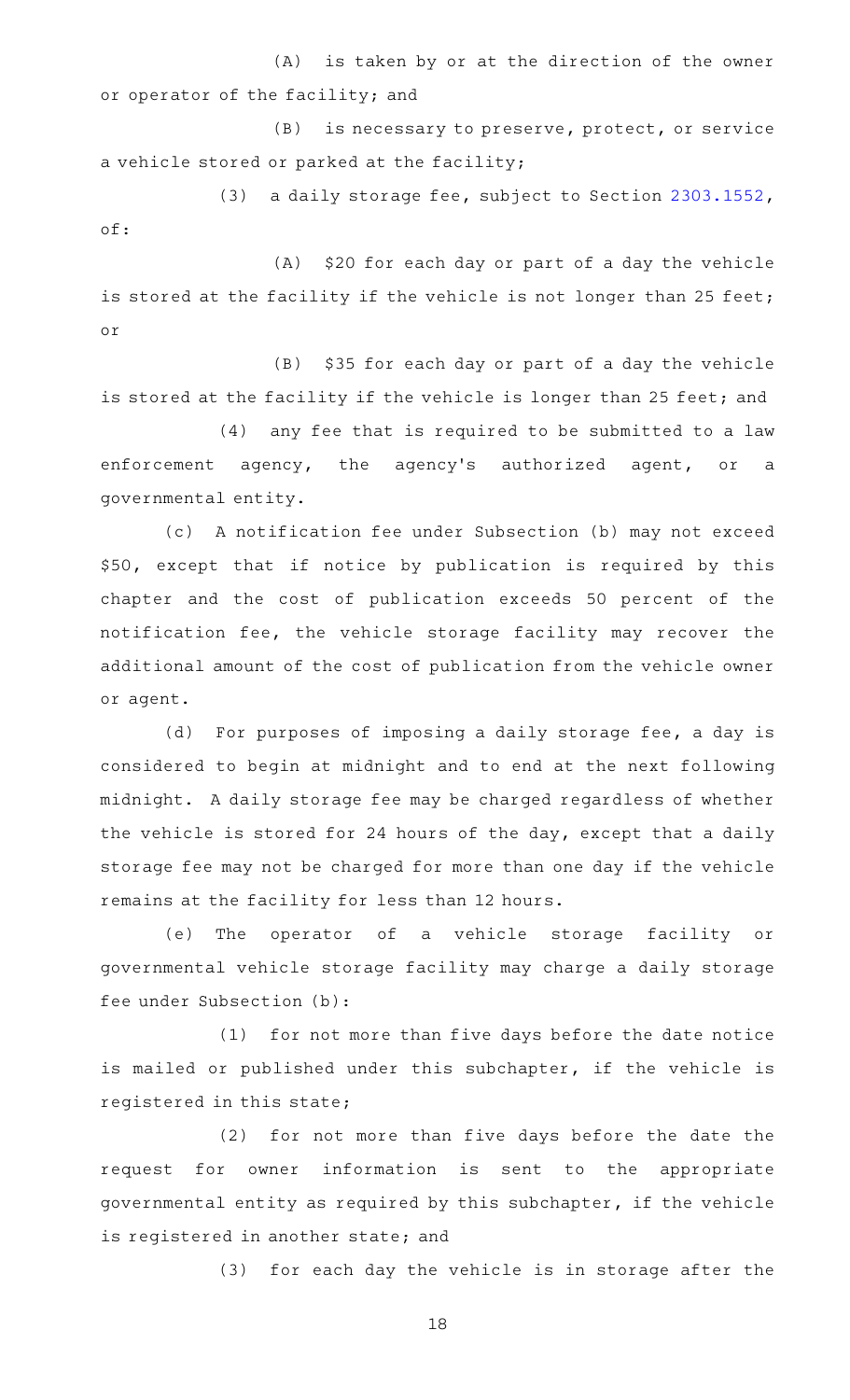(A) is taken by or at the direction of the owner or operator of the facility; and

(B) is necessary to preserve, protect, or service a vehicle stored or parked at the facility;

(3) a daily storage fee, subject to Section 2303.1552, of:

(A) $20 for each day or part of a day the vehicle is stored at the facility if the vehicle is not longer than 25 feet; or

(B) $35 for each day or part of a day the vehicle is stored at the facility if the vehicle is longer than 25 feet; and

(4) any fee that is required to be submitted to a law enforcement agency, the agency's authorized agent, or a governmental entity.

(c) A notification fee under Subsection (b) may not exceed $50, except that if notice by publication is required by this chapter and the cost of publication exceeds 50 percent of the notification fee, the vehicle storage facility may recover the additional amount of the cost of publication from the vehicle owner or agent.

(d) For purposes of imposing a daily storage fee, a day is considered to begin at midnight and to end at the next following midnight. A daily storage fee may be charged regardless of whether the vehicle is stored for 24 hours of the day, except that a daily storage fee may not be charged for more than one day if the vehicle remains at the facility for less than 12 hours.

(e) The operator of a vehicle storage facility or governmental vehicle storage facility may charge a daily storage fee under Subsection (b):

(1) for not more than five days before the date notice is mailed or published under this subchapter, if the vehicle is registered in this state;

(2) for not more than five days before the date the request for owner information is sent to the appropriate governmental entity as required by this subchapter, if the vehicle is registered in another state; and

(3) for each day the vehicle is in storage after the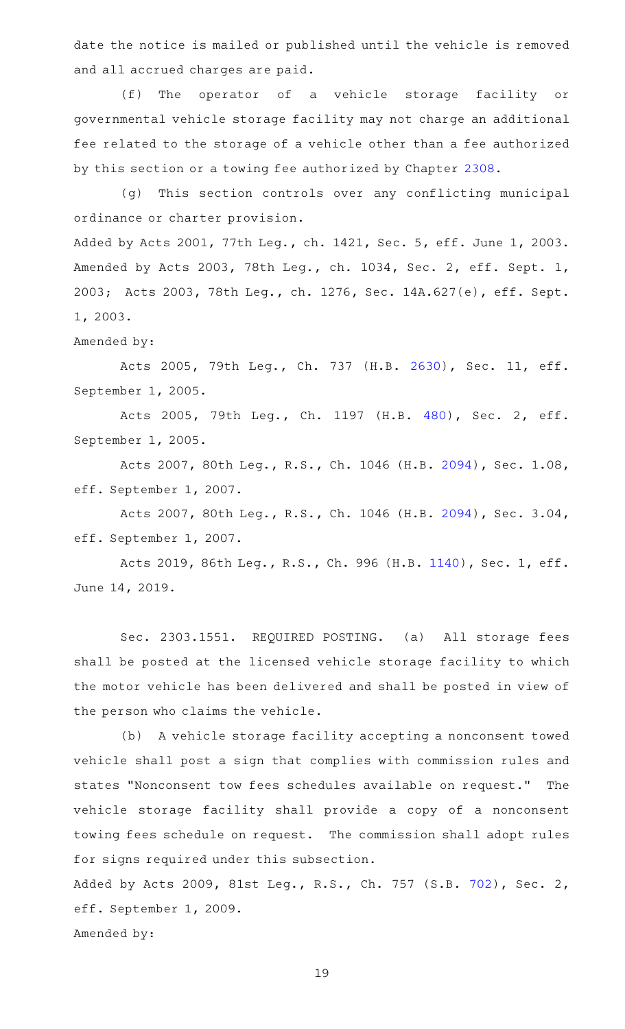date the notice is mailed or published until the vehicle is removed and all accrued charges are paid.

(f) The operator of a vehicle storage facility or governmental vehicle storage facility may not charge an additional fee related to the storage of a vehicle other than a fee authorized by this section or a towing fee authorized by Chapter 2308.

(g) This section controls over any conflicting municipal ordinance or charter provision.

Added by Acts 2001, 77th Leg., ch. 1421, Sec. 5, eff. June 1, 2003. Amended by Acts 2003, 78th Leg., ch. 1034, Sec. 2, eff. Sept. 1, 2003; Acts 2003, 78th Leg., ch. 1276, Sec. 14A.627(e), eff. Sept. 1, 2003.

Amended by:

Acts 2005, 79th Leg., Ch. 737 (H.B. 2630), Sec. 11, eff. September 1, 2005.

Acts 2005, 79th Leg., Ch. 1197 (H.B. 480), Sec. 2, eff. September 1, 2005.

Acts 2007, 80th Leg., R.S., Ch. 1046 (H.B. 2094), Sec. 1.08, eff. September 1, 2007.

Acts 2007, 80th Leg., R.S., Ch. 1046 (H.B. 2094), Sec. 3.04, eff. September 1, 2007.

Acts 2019, 86th Leg., R.S., Ch. 996 (H.B. 1140), Sec. 1, eff. June 14, 2019.

Sec. 2303.1551. REQUIRED POSTING. (a) All storage fees shall be posted at the licensed vehicle storage facility to which the motor vehicle has been delivered and shall be posted in view of the person who claims the vehicle.

(b) A vehicle storage facility accepting a nonconsent towed vehicle shall post a sign that complies with commission rules and states "Nonconsent tow fees schedules available on request." The vehicle storage facility shall provide a copy of a nonconsent towing fees schedule on request. The commission shall adopt rules for signs required under this subsection.

Added by Acts 2009, 81st Leg., R.S., Ch. 757 (S.B. 702), Sec. 2, eff. September 1, 2009.

Amended by: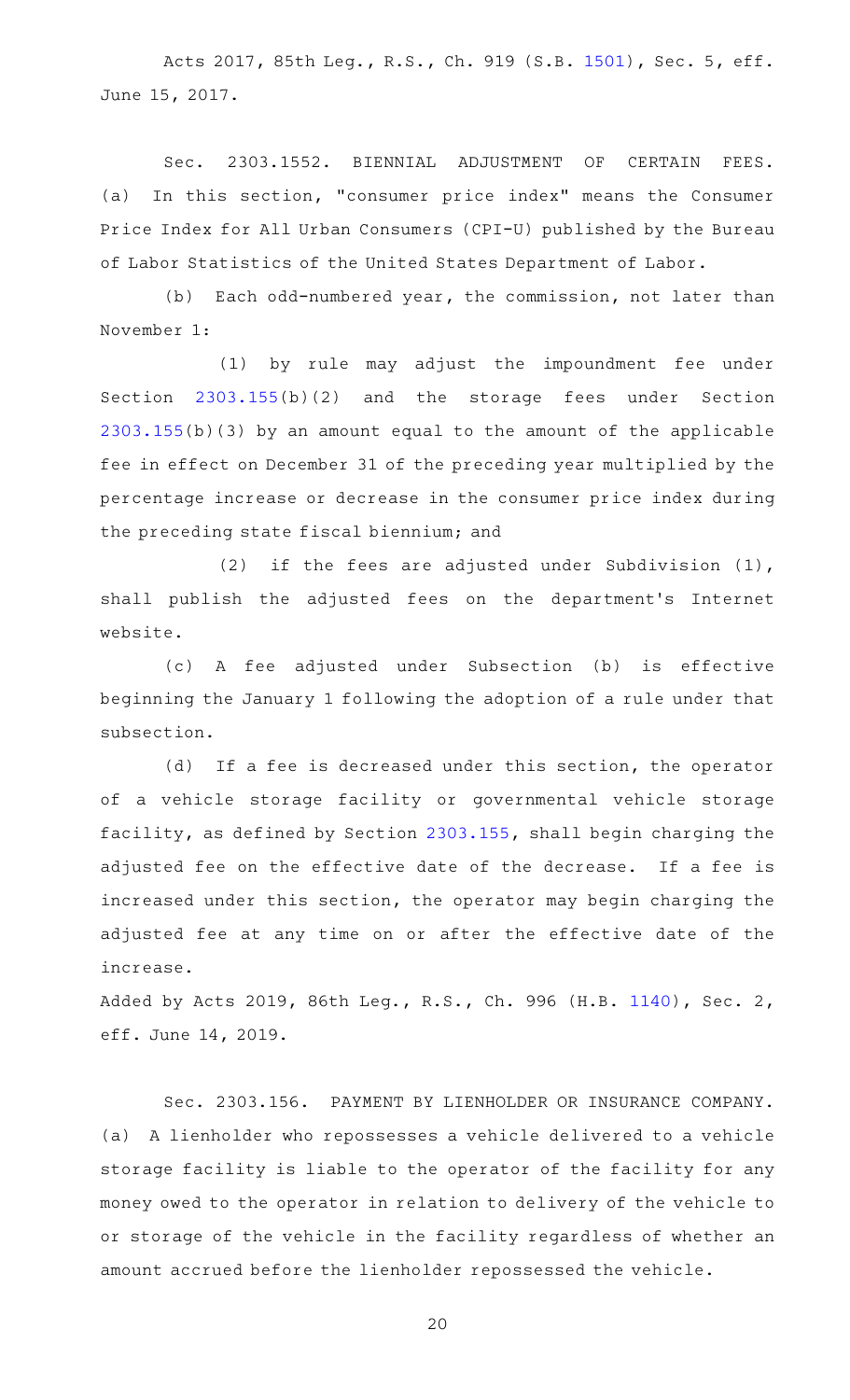Acts 2017, 85th Leg., R.S., Ch. 919 (S.B. 1501), Sec. 5, eff. June 15, 2017.

Sec. 2303.1552. BIENNIAL ADJUSTMENT OF CERTAIN FEES. (a) In this section, "consumer price index" means the Consumer Price Index for All Urban Consumers (CPI-U) published by the Bureau of Labor Statistics of the United States Department of Labor.

(b) Each odd-numbered year, the commission, not later than November 1:

(1) by rule may adjust the impoundment fee under Section 2303.155(b)(2) and the storage fees under Section 2303.155(b)(3) by an amount equal to the amount of the applicable fee in effect on December 31 of the preceding year multiplied by the percentage increase or decrease in the consumer price index during the preceding state fiscal biennium; and

(2) if the fees are adjusted under Subdivision (1), shall publish the adjusted fees on the department's Internet website.

(c) A fee adjusted under Subsection (b) is effective beginning the January 1 following the adoption of a rule under that subsection.

(d) If a fee is decreased under this section, the operator of a vehicle storage facility or governmental vehicle storage facility, as defined by Section 2303.155, shall begin charging the adjusted fee on the effective date of the decrease. If a fee is increased under this section, the operator may begin charging the adjusted fee at any time on or after the effective date of the increase.

Added by Acts 2019, 86th Leg., R.S., Ch. 996 (H.B. 1140), Sec. 2, eff. June 14, 2019.

Sec. 2303.156. PAYMENT BY LIENHOLDER OR INSURANCE COMPANY. (a) A lienholder who repossesses a vehicle delivered to a vehicle storage facility is liable to the operator of the facility for any money owed to the operator in relation to delivery of the vehicle to or storage of the vehicle in the facility regardless of whether an amount accrued before the lienholder repossessed the vehicle.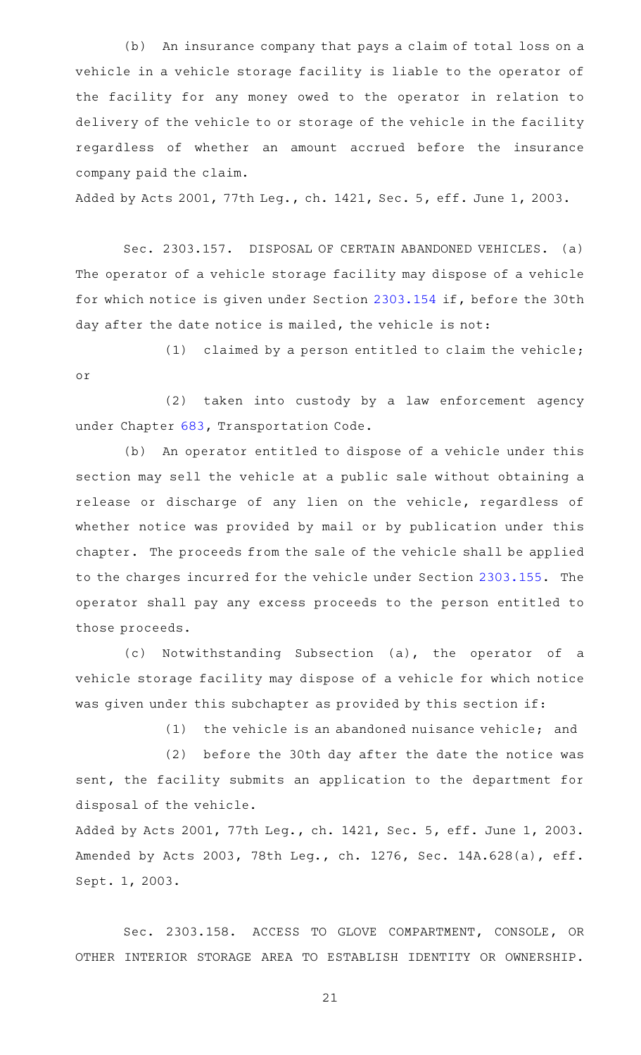(b) An insurance company that pays a claim of total loss on a vehicle in a vehicle storage facility is liable to the operator of the facility for any money owed to the operator in relation to delivery of the vehicle to or storage of the vehicle in the facility regardless of whether an amount accrued before the insurance company paid the claim.

Added by Acts 2001, 77th Leg., ch. 1421, Sec. 5, eff. June 1, 2003.

Sec. 2303.157. DISPOSAL OF CERTAIN ABANDONED VEHICLES. (a) The operator of a vehicle storage facility may dispose of a vehicle for which notice is given under Section 2303.154 if, before the 30th day after the date notice is mailed, the vehicle is not:

(1) claimed by a person entitled to claim the vehicle; or

(2) taken into custody by a law enforcement agency under Chapter 683, Transportation Code.

(b) An operator entitled to dispose of a vehicle under this section may sell the vehicle at a public sale without obtaining a release or discharge of any lien on the vehicle, regardless of whether notice was provided by mail or by publication under this chapter. The proceeds from the sale of the vehicle shall be applied to the charges incurred for the vehicle under Section 2303.155. The operator shall pay any excess proceeds to the person entitled to those proceeds.

(c) Notwithstanding Subsection (a), the operator of a vehicle storage facility may dispose of a vehicle for which notice was given under this subchapter as provided by this section if:

(1) the vehicle is an abandoned nuisance vehicle; and

(2) before the 30th day after the date the notice was sent, the facility submits an application to the department for disposal of the vehicle.

Added by Acts 2001, 77th Leg., ch. 1421, Sec. 5, eff. June 1, 2003. Amended by Acts 2003, 78th Leg., ch. 1276, Sec. 14A.628(a), eff. Sept. 1, 2003.

Sec. 2303.158. ACCESS TO GLOVE COMPARTMENT, CONSOLE, OR OTHER INTERIOR STORAGE AREA TO ESTABLISH IDENTITY OR OWNERSHIP.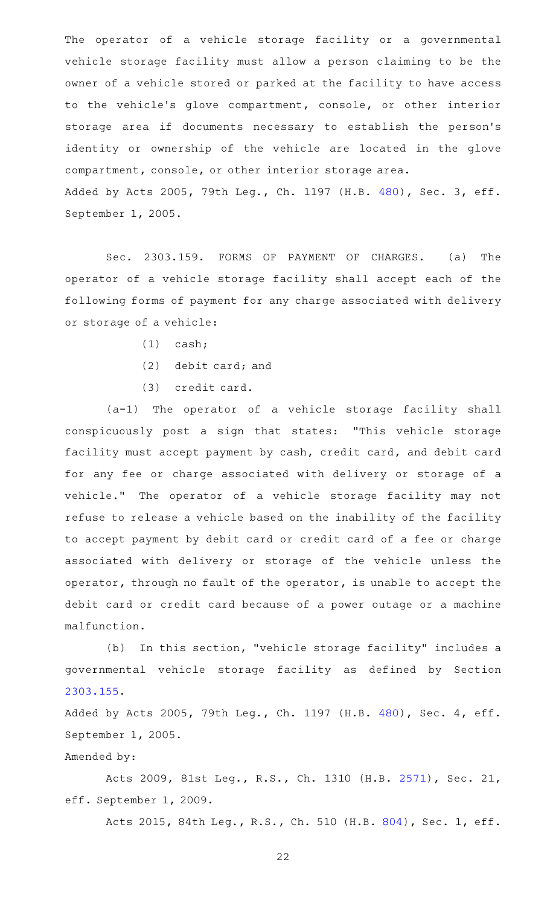The operator of a vehicle storage facility or a governmental vehicle storage facility must allow a person claiming to be the owner of a vehicle stored or parked at the facility to have access to the vehicle's glove compartment, console, or other interior storage area if documents necessary to establish the person's identity or ownership of the vehicle are located in the glove compartment, console, or other interior storage area.

Added by Acts 2005, 79th Leg., Ch. 1197 (H.B. 480), Sec. 3, eff. September 1, 2005.

Sec. 2303.159. FORMS OF PAYMENT OF CHARGES. (a) The operator of a vehicle storage facility shall accept each of the following forms of payment for any charge associated with delivery or storage of a vehicle:

(1) cash;

(2) debit card; and

(3) credit card.

(a-1) The operator of a vehicle storage facility shall conspicuously post a sign that states: "This vehicle storage facility must accept payment by cash, credit card, and debit card for any fee or charge associated with delivery or storage of a vehicle." The operator of a vehicle storage facility may not refuse to release a vehicle based on the inability of the facility to accept payment by debit card or credit card of a fee or charge associated with delivery or storage of the vehicle unless the operator, through no fault of the operator, is unable to accept the debit card or credit card because of a power outage or a machine malfunction.

(b) In this section, "vehicle storage facility" includes a governmental vehicle storage facility as defined by Section 2303.155.

Added by Acts 2005, 79th Leg., Ch. 1197 (H.B. 480), Sec. 4, eff. September 1, 2005.

Amended by:

Acts 2009, 81st Leg., R.S., Ch. 1310 (H.B. 2571), Sec. 21, eff. September 1, 2009.

Acts 2015, 84th Leg., R.S., Ch. 510 (H.B. 804), Sec. 1, eff.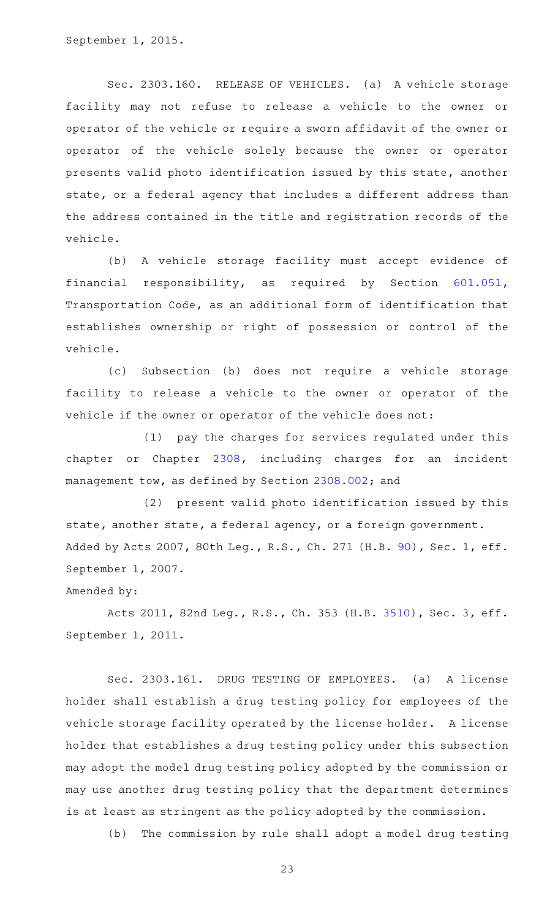September 1, 2015.

Sec. 2303.160. RELEASE OF VEHICLES. (a) A vehicle storage facility may not refuse to release a vehicle to the owner or operator of the vehicle or require a sworn affidavit of the owner or operator of the vehicle solely because the owner or operator presents valid photo identification issued by this state, another state, or a federal agency that includes a different address than the address contained in the title and registration records of the vehicle.

(b) A vehicle storage facility must accept evidence of financial responsibility, as required by Section 601.051, Transportation Code, as an additional form of identification that establishes ownership or right of possession or control of the vehicle.

(c) Subsection (b) does not require a vehicle storage facility to release a vehicle to the owner or operator of the vehicle if the owner or operator of the vehicle does not:

(1) pay the charges for services regulated under this chapter or Chapter 2308, including charges for an incident management tow, as defined by Section 2308.002; and

(2) present valid photo identification issued by this state, another state, a federal agency, or a foreign government.

Added by Acts 2007, 80th Leg., R.S., Ch. 271 (H.B. 90), Sec. 1, eff. September 1, 2007.

Amended by:

Acts 2011, 82nd Leg., R.S., Ch. 353 (H.B. 3510), Sec. 3, eff. September 1, 2011.

Sec. 2303.161. DRUG TESTING OF EMPLOYEES. (a) A license holder shall establish a drug testing policy for employees of the vehicle storage facility operated by the license holder. A license holder that establishes a drug testing policy under this subsection may adopt the model drug testing policy adopted by the commission or may use another drug testing policy that the department determines is at least as stringent as the policy adopted by the commission.

(b) The commission by rule shall adopt a model drug testing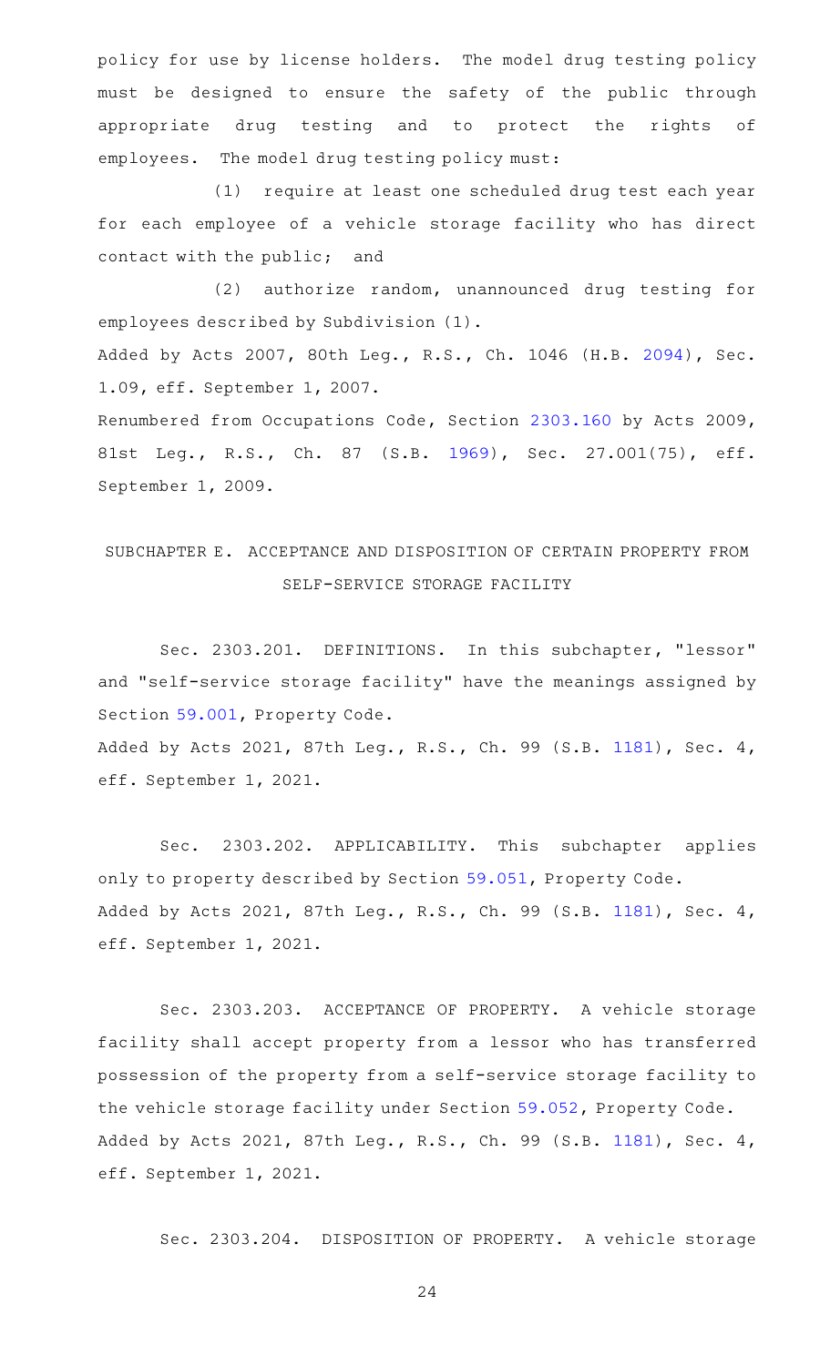policy for use by license holders. The model drug testing policy must be designed to ensure the safety of the public through appropriate drug testing and to protect the rights of employees. The model drug testing policy must:

(1) require at least one scheduled drug test each year for each employee of a vehicle storage facility who has direct contact with the public; and

(2) authorize random, unannounced drug testing for employees described by Subdivision (1).

Added by Acts 2007, 80th Leg., R.S., Ch. 1046 (H.B. 2094), Sec. 1.09, eff. September 1, 2007.

Renumbered from Occupations Code, Section 2303.160 by Acts 2009, 81st Leg., R.S., Ch. 87 (S.B. 1969), Sec. 27.001(75), eff. September 1, 2009.

## SUBCHAPTER E. ACCEPTANCE AND DISPOSITION OF CERTAIN PROPERTY FROM SELF-SERVICE STORAGE FACILITY

Sec. 2303.201. DEFINITIONS. In this subchapter, "lessor" and "self-service storage facility" have the meanings assigned by Section 59.001, Property Code.

Added by Acts 2021, 87th Leg., R.S., Ch. 99 (S.B. 1181), Sec. 4, eff. September 1, 2021.

Sec. 2303.202. APPLICABILITY. This subchapter applies only to property described by Section 59.051, Property Code.

Added by Acts 2021, 87th Leg., R.S., Ch. 99 (S.B. 1181), Sec. 4, eff. September 1, 2021.

Sec. 2303.203. ACCEPTANCE OF PROPERTY. A vehicle storage facility shall accept property from a lessor who has transferred possession of the property from a self-service storage facility to the vehicle storage facility under Section 59.052, Property Code.

Added by Acts 2021, 87th Leg., R.S., Ch. 99 (S.B. 1181), Sec. 4, eff. September 1, 2021.

Sec. 2303.204. DISPOSITION OF PROPERTY. A vehicle storage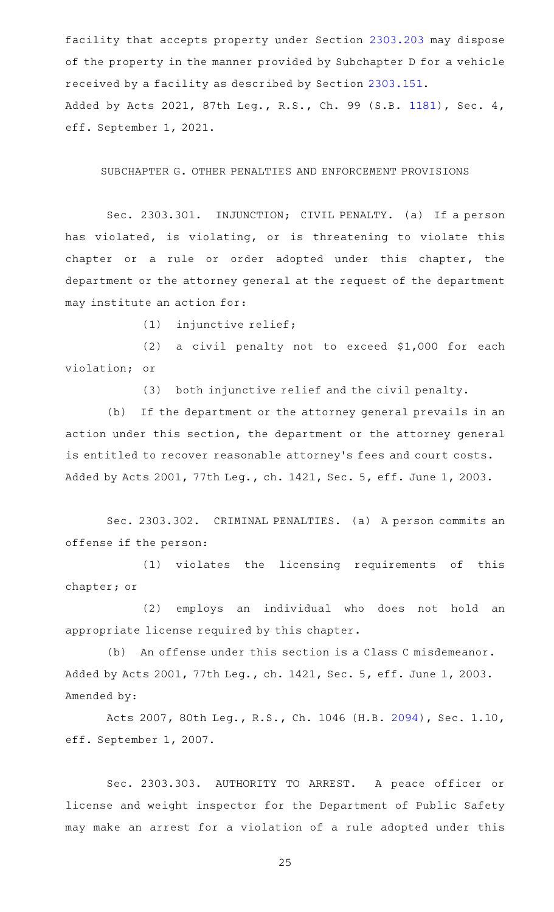facility that accepts property under Section 2303.203 may dispose of the property in the manner provided by Subchapter D for a vehicle received by a facility as described by Section 2303.151.
Added by Acts 2021, 87th Leg., R.S., Ch. 99 (S.B. 1181), Sec. 4, eff. September 1, 2021.

SUBCHAPTER G. OTHER PENALTIES AND ENFORCEMENT PROVISIONS

Sec. 2303.301. INJUNCTION; CIVIL PENALTY. (a) If a person has violated, is violating, or is threatening to violate this chapter or a rule or order adopted under this chapter, the department or the attorney general at the request of the department may institute an action for:

(1) injunctive relief;

(2) a civil penalty not to exceed $1,000 for each violation; or

(3) both injunctive relief and the civil penalty.

(b) If the department or the attorney general prevails in an action under this section, the department or the attorney general is entitled to recover reasonable attorney's fees and court costs.
Added by Acts 2001, 77th Leg., ch. 1421, Sec. 5, eff. June 1, 2003.

Sec. 2303.302. CRIMINAL PENALTIES. (a) A person commits an offense if the person:

(1) violates the licensing requirements of this chapter; or

(2) employs an individual who does not hold an appropriate license required by this chapter.

(b) An offense under this section is a Class C misdemeanor.
Added by Acts 2001, 77th Leg., ch. 1421, Sec. 5, eff. June 1, 2003.
Amended by:

Acts 2007, 80th Leg., R.S., Ch. 1046 (H.B. 2094), Sec. 1.10, eff. September 1, 2007.

Sec. 2303.303. AUTHORITY TO ARREST. A peace officer or license and weight inspector for the Department of Public Safety may make an arrest for a violation of a rule adopted under this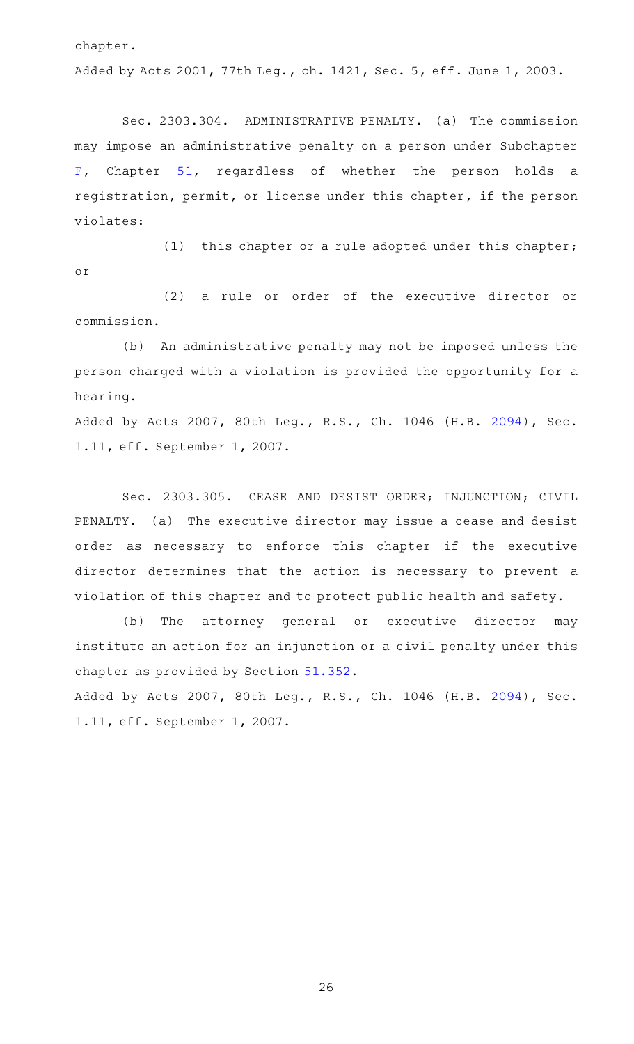chapter.

Added by Acts 2001, 77th Leg., ch. 1421, Sec. 5, eff. June 1, 2003.

Sec. 2303.304. ADMINISTRATIVE PENALTY. (a) The commission may impose an administrative penalty on a person under Subchapter F, Chapter 51, regardless of whether the person holds a registration, permit, or license under this chapter, if the person violates:

(1) this chapter or a rule adopted under this chapter; or

(2) a rule or order of the executive director or commission.

(b) An administrative penalty may not be imposed unless the person charged with a violation is provided the opportunity for a hearing.

Added by Acts 2007, 80th Leg., R.S., Ch. 1046 (H.B. 2094), Sec. 1.11, eff. September 1, 2007.

Sec. 2303.305. CEASE AND DESIST ORDER; INJUNCTION; CIVIL PENALTY. (a) The executive director may issue a cease and desist order as necessary to enforce this chapter if the executive director determines that the action is necessary to prevent a violation of this chapter and to protect public health and safety.

(b) The attorney general or executive director may institute an action for an injunction or a civil penalty under this chapter as provided by Section 51.352.

Added by Acts 2007, 80th Leg., R.S., Ch. 1046 (H.B. 2094), Sec. 1.11, eff. September 1, 2007.